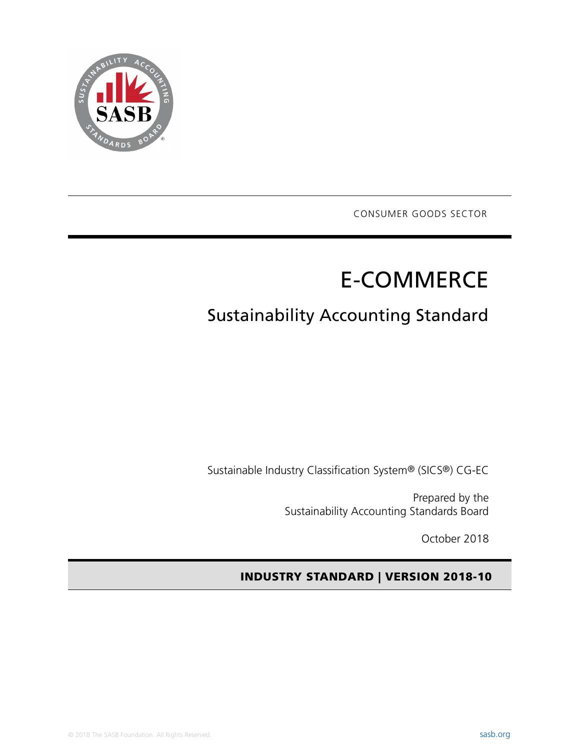CONSUMER GOODS SECTOR

# E-COMMERCE

## Sustainability Accounting Standard

Sustainable Industry Classification System® (SICS®) CG-EC

Prepared by the
Sustainability Accounting Standards Board

October 2018

**INDUSTRY STANDARD | VERSION 2018-10**

© 2018 The SASB Foundation. All Rights Reserved.

sasb.org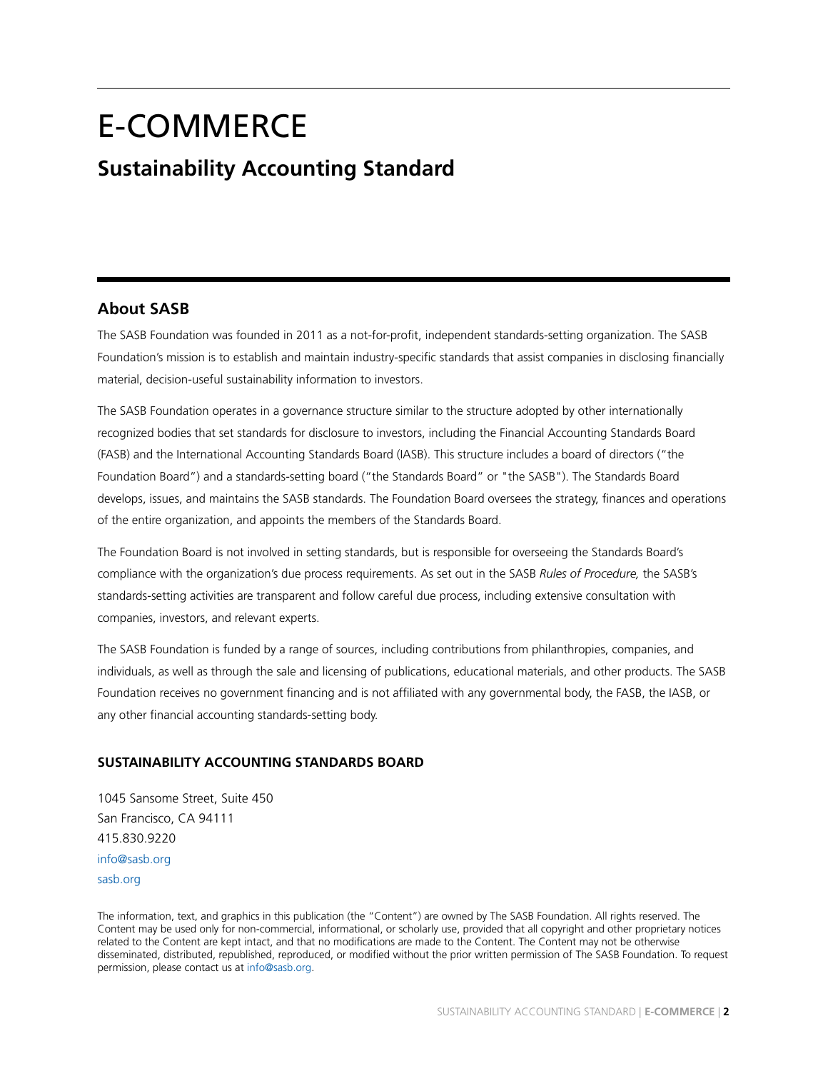# E-COMMERCE

## Sustainability Accounting Standard

## About SASB

The SASB Foundation was founded in 2011 as a not-for-profit, independent standards-setting organization. The SASB Foundation's mission is to establish and maintain industry-specific standards that assist companies in disclosing financially material, decision-useful sustainability information to investors.

The SASB Foundation operates in a governance structure similar to the structure adopted by other internationally recognized bodies that set standards for disclosure to investors, including the Financial Accounting Standards Board (FASB) and the International Accounting Standards Board (IASB). This structure includes a board of directors ("the Foundation Board") and a standards-setting board ("the Standards Board" or "the SASB"). The Standards Board develops, issues, and maintains the SASB standards. The Foundation Board oversees the strategy, finances and operations of the entire organization, and appoints the members of the Standards Board.

The Foundation Board is not involved in setting standards, but is responsible for overseeing the Standards Board's compliance with the organization's due process requirements. As set out in the SASB *Rules of Procedure,* the SASB's standards-setting activities are transparent and follow careful due process, including extensive consultation with companies, investors, and relevant experts.

The SASB Foundation is funded by a range of sources, including contributions from philanthropies, companies, and individuals, as well as through the sale and licensing of publications, educational materials, and other products. The SASB Foundation receives no government financing and is not affiliated with any governmental body, the FASB, the IASB, or any other financial accounting standards-setting body.

**SUSTAINABILITY ACCOUNTING STANDARDS BOARD**

1045 Sansome Street, Suite 450
San Francisco, CA 94111
415.830.9220
info@sasb.org
sasb.org

The information, text, and graphics in this publication (the "Content") are owned by The SASB Foundation. All rights reserved. The Content may be used only for non-commercial, informational, or scholarly use, provided that all copyright and other proprietary notices related to the Content are kept intact, and that no modifications are made to the Content. The Content may not be otherwise disseminated, distributed, republished, reproduced, or modified without the prior written permission of The SASB Foundation. To request permission, please contact us at info@sasb.org.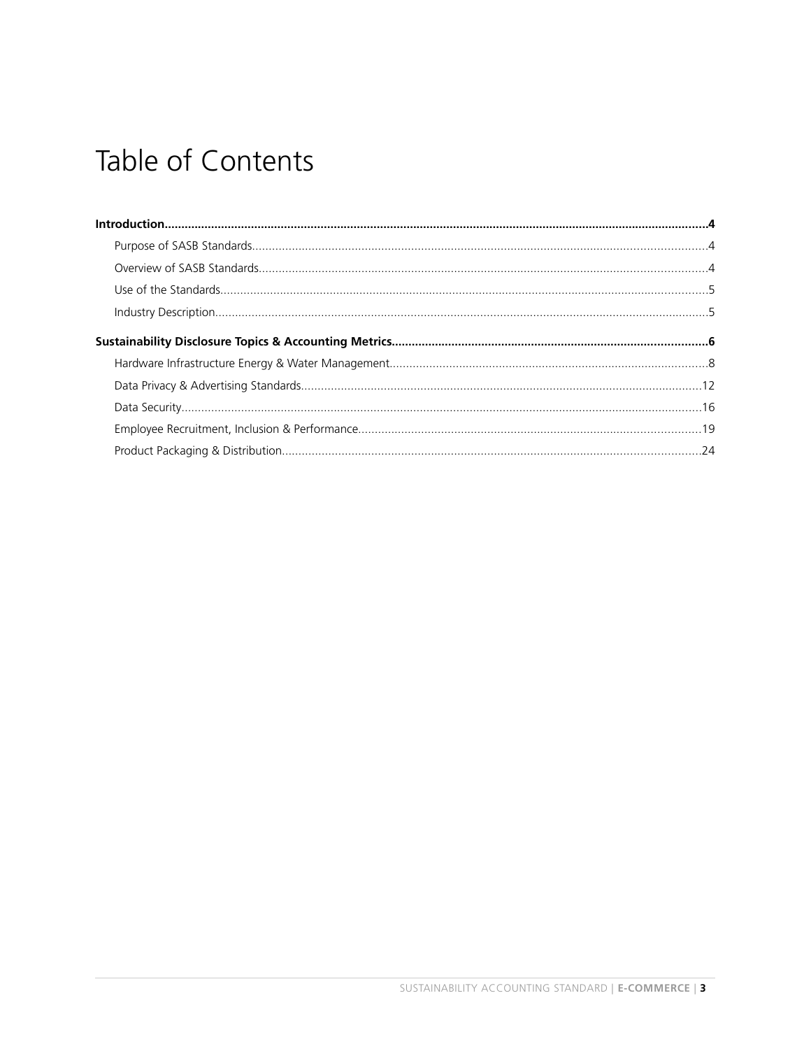# Table of Contents

**Introduction......4**

- Purpose of SASB Standards......4
- Overview of SASB Standards......4
- Use of the Standards......5
- Industry Description......5

**Sustainability Disclosure Topics & Accounting Metrics......6**

- Hardware Infrastructure Energy & Water Management......8
- Data Privacy & Advertising Standards......12
- Data Security......16
- Employee Recruitment, Inclusion & Performance......19
- Product Packaging & Distribution......24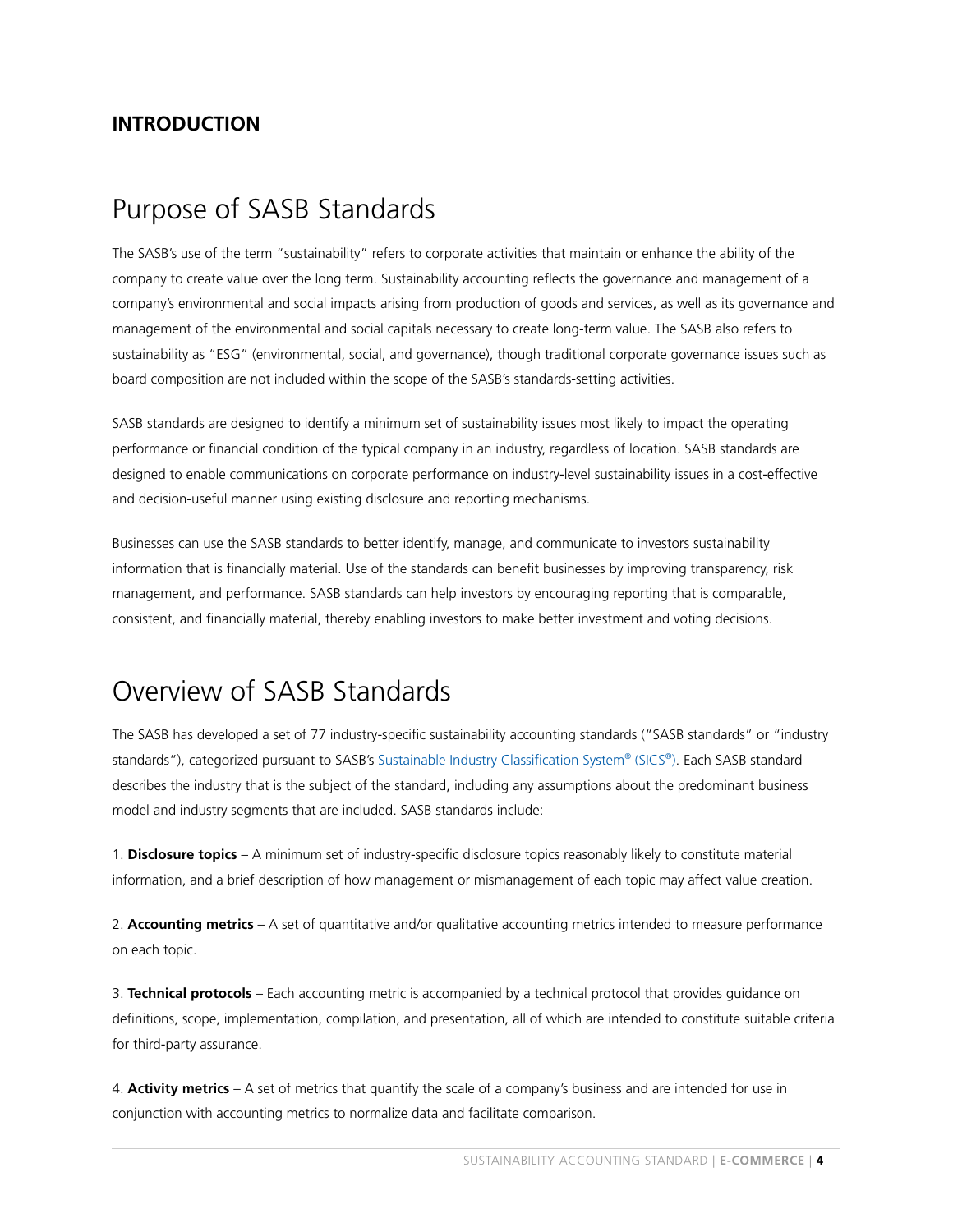## INTRODUCTION

# Purpose of SASB Standards

The SASB's use of the term "sustainability" refers to corporate activities that maintain or enhance the ability of the company to create value over the long term. Sustainability accounting reflects the governance and management of a company's environmental and social impacts arising from production of goods and services, as well as its governance and management of the environmental and social capitals necessary to create long-term value. The SASB also refers to sustainability as "ESG" (environmental, social, and governance), though traditional corporate governance issues such as board composition are not included within the scope of the SASB's standards-setting activities.

SASB standards are designed to identify a minimum set of sustainability issues most likely to impact the operating performance or financial condition of the typical company in an industry, regardless of location. SASB standards are designed to enable communications on corporate performance on industry-level sustainability issues in a cost-effective and decision-useful manner using existing disclosure and reporting mechanisms.

Businesses can use the SASB standards to better identify, manage, and communicate to investors sustainability information that is financially material. Use of the standards can benefit businesses by improving transparency, risk management, and performance. SASB standards can help investors by encouraging reporting that is comparable, consistent, and financially material, thereby enabling investors to make better investment and voting decisions.

# Overview of SASB Standards

The SASB has developed a set of 77 industry-specific sustainability accounting standards ("SASB standards" or "industry standards"), categorized pursuant to SASB's Sustainable Industry Classification System® (SICS®). Each SASB standard describes the industry that is the subject of the standard, including any assumptions about the predominant business model and industry segments that are included. SASB standards include:

1. **Disclosure topics** – A minimum set of industry-specific disclosure topics reasonably likely to constitute material information, and a brief description of how management or mismanagement of each topic may affect value creation.

2. **Accounting metrics** – A set of quantitative and/or qualitative accounting metrics intended to measure performance on each topic.

3. **Technical protocols** – Each accounting metric is accompanied by a technical protocol that provides guidance on definitions, scope, implementation, compilation, and presentation, all of which are intended to constitute suitable criteria for third-party assurance.

4. **Activity metrics** – A set of metrics that quantify the scale of a company's business and are intended for use in conjunction with accounting metrics to normalize data and facilitate comparison.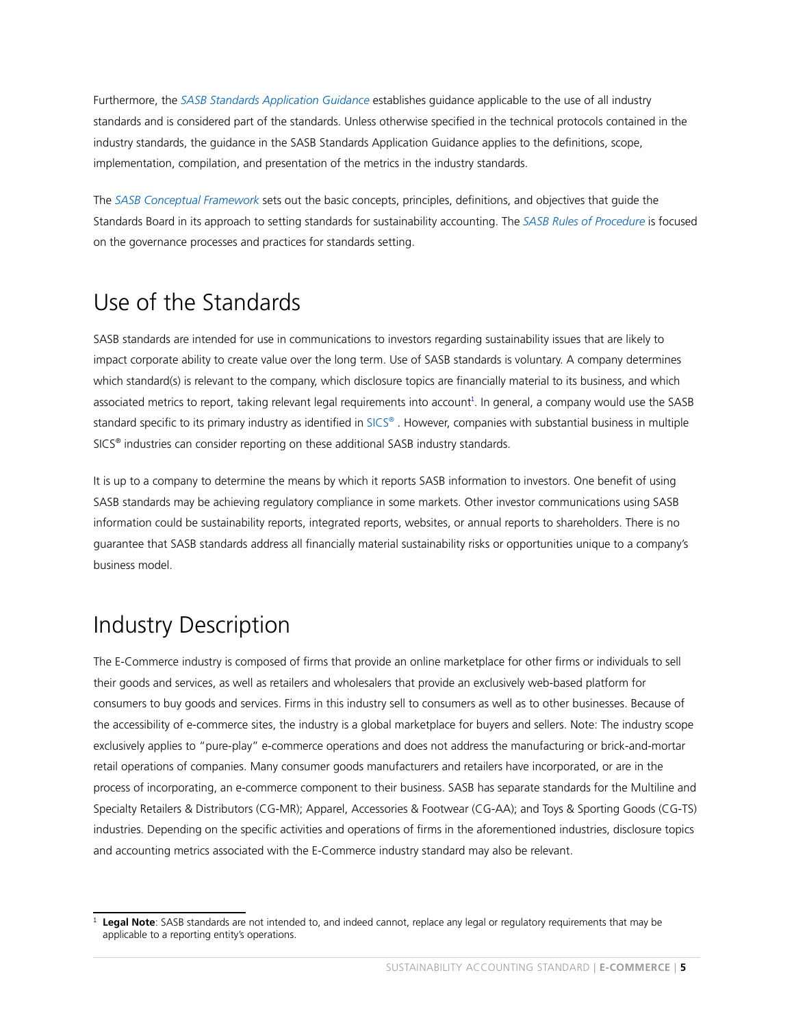Furthermore, the *SASB Standards Application Guidance* establishes guidance applicable to the use of all industry standards and is considered part of the standards. Unless otherwise specified in the technical protocols contained in the industry standards, the guidance in the SASB Standards Application Guidance applies to the definitions, scope, implementation, compilation, and presentation of the metrics in the industry standards.

The *SASB Conceptual Framework* sets out the basic concepts, principles, definitions, and objectives that guide the Standards Board in its approach to setting standards for sustainability accounting. The *SASB Rules of Procedure* is focused on the governance processes and practices for standards setting.

## Use of the Standards

SASB standards are intended for use in communications to investors regarding sustainability issues that are likely to impact corporate ability to create value over the long term. Use of SASB standards is voluntary. A company determines which standard(s) is relevant to the company, which disclosure topics are financially material to its business, and which associated metrics to report, taking relevant legal requirements into account[1]. In general, a company would use the SASB standard specific to its primary industry as identified in SICS® . However, companies with substantial business in multiple SICS® industries can consider reporting on these additional SASB industry standards.

It is up to a company to determine the means by which it reports SASB information to investors. One benefit of using SASB standards may be achieving regulatory compliance in some markets. Other investor communications using SASB information could be sustainability reports, integrated reports, websites, or annual reports to shareholders. There is no guarantee that SASB standards address all financially material sustainability risks or opportunities unique to a company's business model.

## Industry Description

The E-Commerce industry is composed of firms that provide an online marketplace for other firms or individuals to sell their goods and services, as well as retailers and wholesalers that provide an exclusively web-based platform for consumers to buy goods and services. Firms in this industry sell to consumers as well as to other businesses. Because of the accessibility of e-commerce sites, the industry is a global marketplace for buyers and sellers. Note: The industry scope exclusively applies to "pure-play" e-commerce operations and does not address the manufacturing or brick-and-mortar retail operations of companies. Many consumer goods manufacturers and retailers have incorporated, or are in the process of incorporating, an e-commerce component to their business. SASB has separate standards for the Multiline and Specialty Retailers & Distributors (CG-MR); Apparel, Accessories & Footwear (CG-AA); and Toys & Sporting Goods (CG-TS) industries. Depending on the specific activities and operations of firms in the aforementioned industries, disclosure topics and accounting metrics associated with the E-Commerce industry standard may also be relevant.

[1] **Legal Note**: SASB standards are not intended to, and indeed cannot, replace any legal or regulatory requirements that may be applicable to a reporting entity's operations.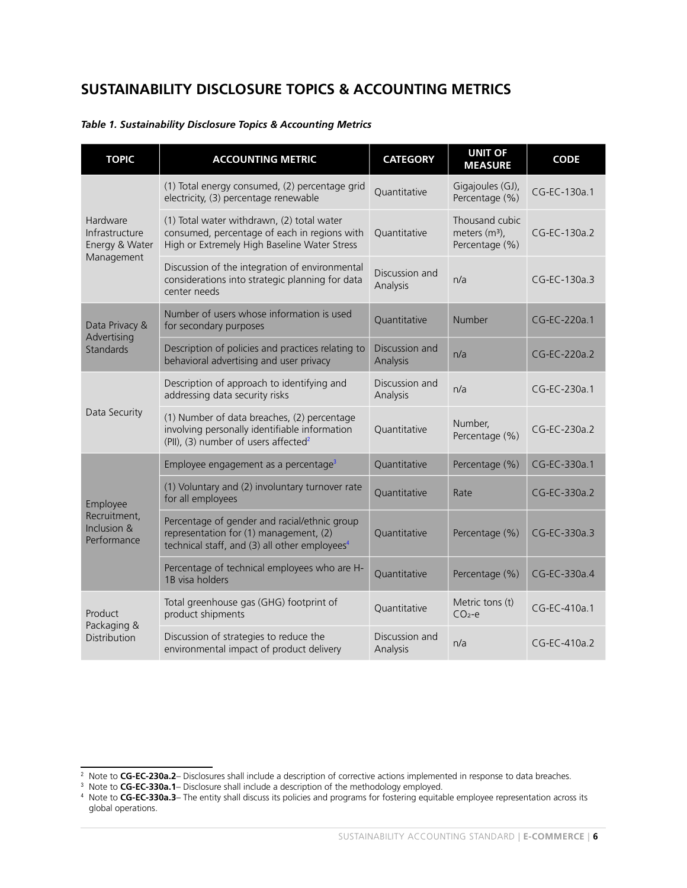## SUSTAINABILITY DISCLOSURE TOPICS & ACCOUNTING METRICS

***Table 1. Sustainability Disclosure Topics & Accounting Metrics***

| TOPIC | ACCOUNTING METRIC | CATEGORY | UNIT OF MEASURE | CODE |
|---|---|---|---|---|
| Hardware Infrastructure Energy & Water Management | (1) Total energy consumed, (2) percentage grid electricity, (3) percentage renewable | Quantitative | Gigajoules (GJ), Percentage (%) | CG-EC-130a.1 |
| | (1) Total water withdrawn, (2) total water consumed, percentage of each in regions with High or Extremely High Baseline Water Stress | Quantitative | Thousand cubic meters ($m^3$), Percentage (%) | CG-EC-130a.2 |
| | Discussion of the integration of environmental considerations into strategic planning for data center needs | Discussion and Analysis | n/a | CG-EC-130a.3 |
| Data Privacy & Advertising Standards | Number of users whose information is used for secondary purposes | Quantitative | Number | CG-EC-220a.1 |
| | Description of policies and practices relating to behavioral advertising and user privacy | Discussion and Analysis | n/a | CG-EC-220a.2 |
| Data Security | Description of approach to identifying and addressing data security risks | Discussion and Analysis | n/a | CG-EC-230a.1 |
| | (1) Number of data breaches, (2) percentage involving personally identifiable information (PII), (3) number of users affected[2] | Quantitative | Number, Percentage (%) | CG-EC-230a.2 |
| Employee Recruitment, Inclusion & Performance | Employee engagement as a percentage[3] | Quantitative | Percentage (%) | CG-EC-330a.1 |
| | (1) Voluntary and (2) involuntary turnover rate for all employees | Quantitative | Rate | CG-EC-330a.2 |
| | Percentage of gender and racial/ethnic group representation for (1) management, (2) technical staff, and (3) all other employees[4] | Quantitative | Percentage (%) | CG-EC-330a.3 |
| | Percentage of technical employees who are H-1B visa holders | Quantitative | Percentage (%) | CG-EC-330a.4 |
| Product Packaging & Distribution | Total greenhouse gas (GHG) footprint of product shipments | Quantitative | Metric tons (t) $CO_2$-e | CG-EC-410a.1 |
| | Discussion of strategies to reduce the environmental impact of product delivery | Discussion and Analysis | n/a | CG-EC-410a.2 |

---

[2] Note to **CG-EC-230a.2**– Disclosures shall include a description of corrective actions implemented in response to data breaches.

[3] Note to **CG-EC-330a.1**– Disclosure shall include a description of the methodology employed.

[4] Note to **CG-EC-330a.3**– The entity shall discuss its policies and programs for fostering equitable employee representation across its global operations.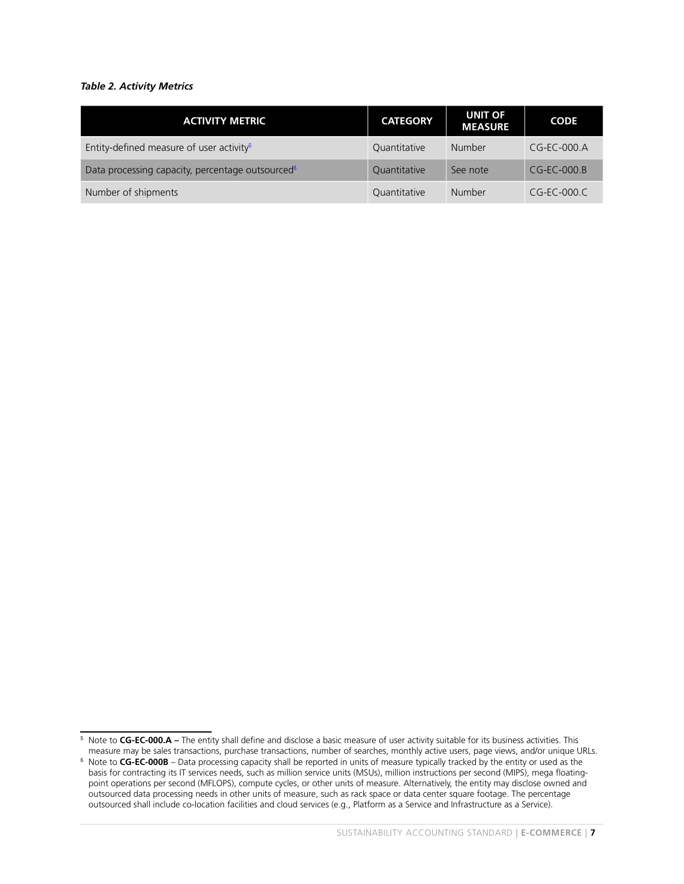*Table 2. Activity Metrics*

| ACTIVITY METRIC | CATEGORY | UNIT OF MEASURE | CODE |
| --- | --- | --- | --- |
| Entity-defined measure of user activity[5] | Quantitative | Number | CG-EC-000.A |
| Data processing capacity, percentage outsourced[6] | Quantitative | See note | CG-EC-000.B |
| Number of shipments | Quantitative | Number | CG-EC-000.C |

[5] Note to **CG-EC-000.A –** The entity shall define and disclose a basic measure of user activity suitable for its business activities. This measure may be sales transactions, purchase transactions, number of searches, monthly active users, page views, and/or unique URLs.

[6] Note to **CG-EC-000B** – Data processing capacity shall be reported in units of measure typically tracked by the entity or used as the basis for contracting its IT services needs, such as million service units (MSUs), million instructions per second (MIPS), mega floating-point operations per second (MFLOPS), compute cycles, or other units of measure. Alternatively, the entity may disclose owned and outsourced data processing needs in other units of measure, such as rack space or data center square footage. The percentage outsourced shall include co-location facilities and cloud services (e.g., Platform as a Service and Infrastructure as a Service).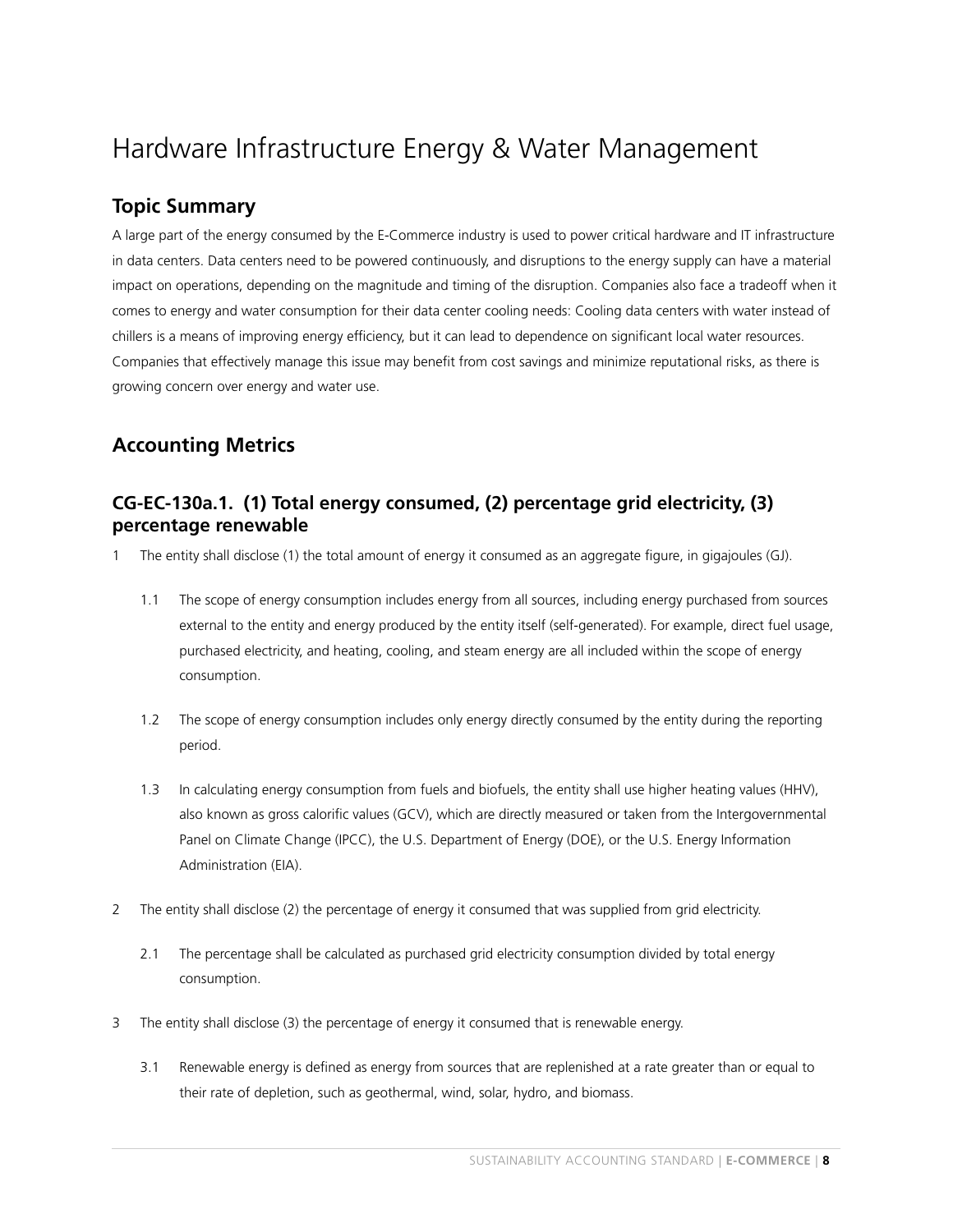# Hardware Infrastructure Energy & Water Management

## Topic Summary

A large part of the energy consumed by the E-Commerce industry is used to power critical hardware and IT infrastructure in data centers. Data centers need to be powered continuously, and disruptions to the energy supply can have a material impact on operations, depending on the magnitude and timing of the disruption. Companies also face a tradeoff when it comes to energy and water consumption for their data center cooling needs: Cooling data centers with water instead of chillers is a means of improving energy efficiency, but it can lead to dependence on significant local water resources. Companies that effectively manage this issue may benefit from cost savings and minimize reputational risks, as there is growing concern over energy and water use.

## Accounting Metrics

### CG-EC-130a.1. (1) Total energy consumed, (2) percentage grid electricity, (3) percentage renewable

1 The entity shall disclose (1) the total amount of energy it consumed as an aggregate figure, in gigajoules (GJ).

1.1 The scope of energy consumption includes energy from all sources, including energy purchased from sources external to the entity and energy produced by the entity itself (self-generated). For example, direct fuel usage, purchased electricity, and heating, cooling, and steam energy are all included within the scope of energy consumption.

1.2 The scope of energy consumption includes only energy directly consumed by the entity during the reporting period.

1.3 In calculating energy consumption from fuels and biofuels, the entity shall use higher heating values (HHV), also known as gross calorific values (GCV), which are directly measured or taken from the Intergovernmental Panel on Climate Change (IPCC), the U.S. Department of Energy (DOE), or the U.S. Energy Information Administration (EIA).

2 The entity shall disclose (2) the percentage of energy it consumed that was supplied from grid electricity.

2.1 The percentage shall be calculated as purchased grid electricity consumption divided by total energy consumption.

3 The entity shall disclose (3) the percentage of energy it consumed that is renewable energy.

3.1 Renewable energy is defined as energy from sources that are replenished at a rate greater than or equal to their rate of depletion, such as geothermal, wind, solar, hydro, and biomass.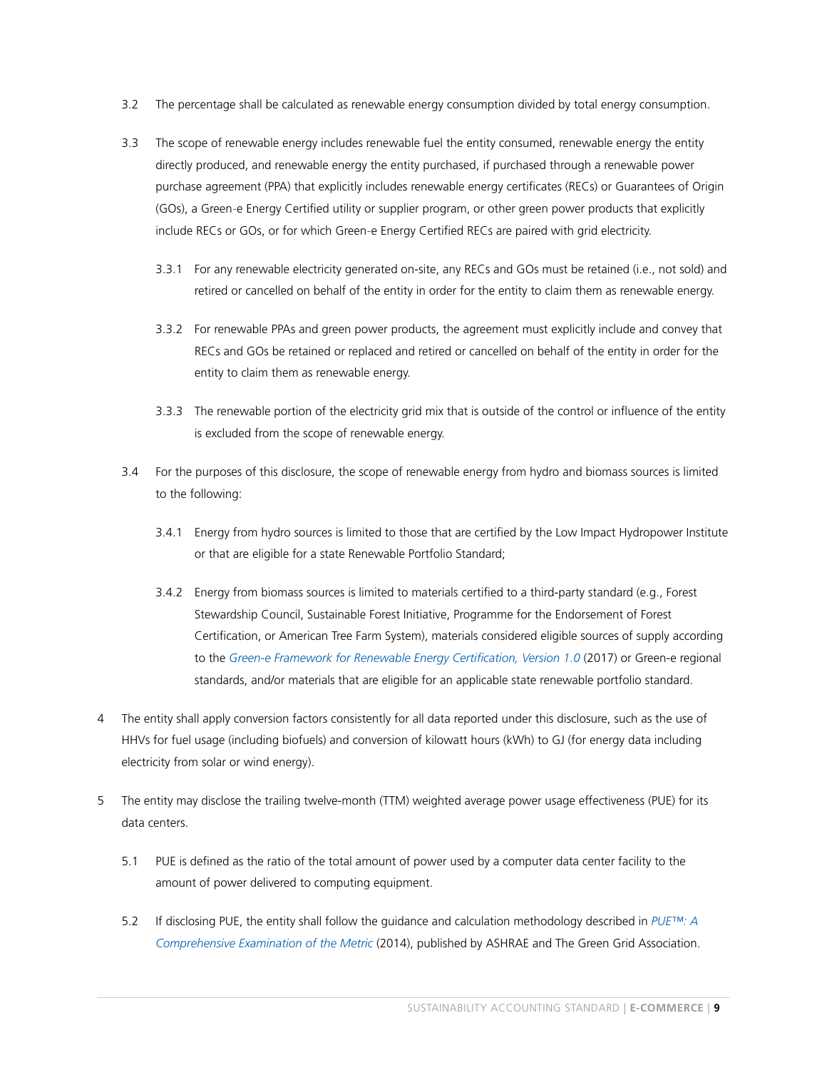3.2 The percentage shall be calculated as renewable energy consumption divided by total energy consumption.

3.3 The scope of renewable energy includes renewable fuel the entity consumed, renewable energy the entity directly produced, and renewable energy the entity purchased, if purchased through a renewable power purchase agreement (PPA) that explicitly includes renewable energy certificates (RECs) or Guarantees of Origin (GOs), a Green-e Energy Certified utility or supplier program, or other green power products that explicitly include RECs or GOs, or for which Green-e Energy Certified RECs are paired with grid electricity.

3.3.1 For any renewable electricity generated on-site, any RECs and GOs must be retained (i.e., not sold) and retired or cancelled on behalf of the entity in order for the entity to claim them as renewable energy.

3.3.2 For renewable PPAs and green power products, the agreement must explicitly include and convey that RECs and GOs be retained or replaced and retired or cancelled on behalf of the entity in order for the entity to claim them as renewable energy.

3.3.3 The renewable portion of the electricity grid mix that is outside of the control or influence of the entity is excluded from the scope of renewable energy.

3.4 For the purposes of this disclosure, the scope of renewable energy from hydro and biomass sources is limited to the following:

3.4.1 Energy from hydro sources is limited to those that are certified by the Low Impact Hydropower Institute or that are eligible for a state Renewable Portfolio Standard;

3.4.2 Energy from biomass sources is limited to materials certified to a third-party standard (e.g., Forest Stewardship Council, Sustainable Forest Initiative, Programme for the Endorsement of Forest Certification, or American Tree Farm System), materials considered eligible sources of supply according to the *Green-e Framework for Renewable Energy Certification, Version 1.0* (2017) or Green-e regional standards, and/or materials that are eligible for an applicable state renewable portfolio standard.

4 The entity shall apply conversion factors consistently for all data reported under this disclosure, such as the use of HHVs for fuel usage (including biofuels) and conversion of kilowatt hours (kWh) to GJ (for energy data including electricity from solar or wind energy).

5 The entity may disclose the trailing twelve-month (TTM) weighted average power usage effectiveness (PUE) for its data centers.

5.1 PUE is defined as the ratio of the total amount of power used by a computer data center facility to the amount of power delivered to computing equipment.

5.2 If disclosing PUE, the entity shall follow the guidance and calculation methodology described in *PUE™: A Comprehensive Examination of the Metric* (2014), published by ASHRAE and The Green Grid Association.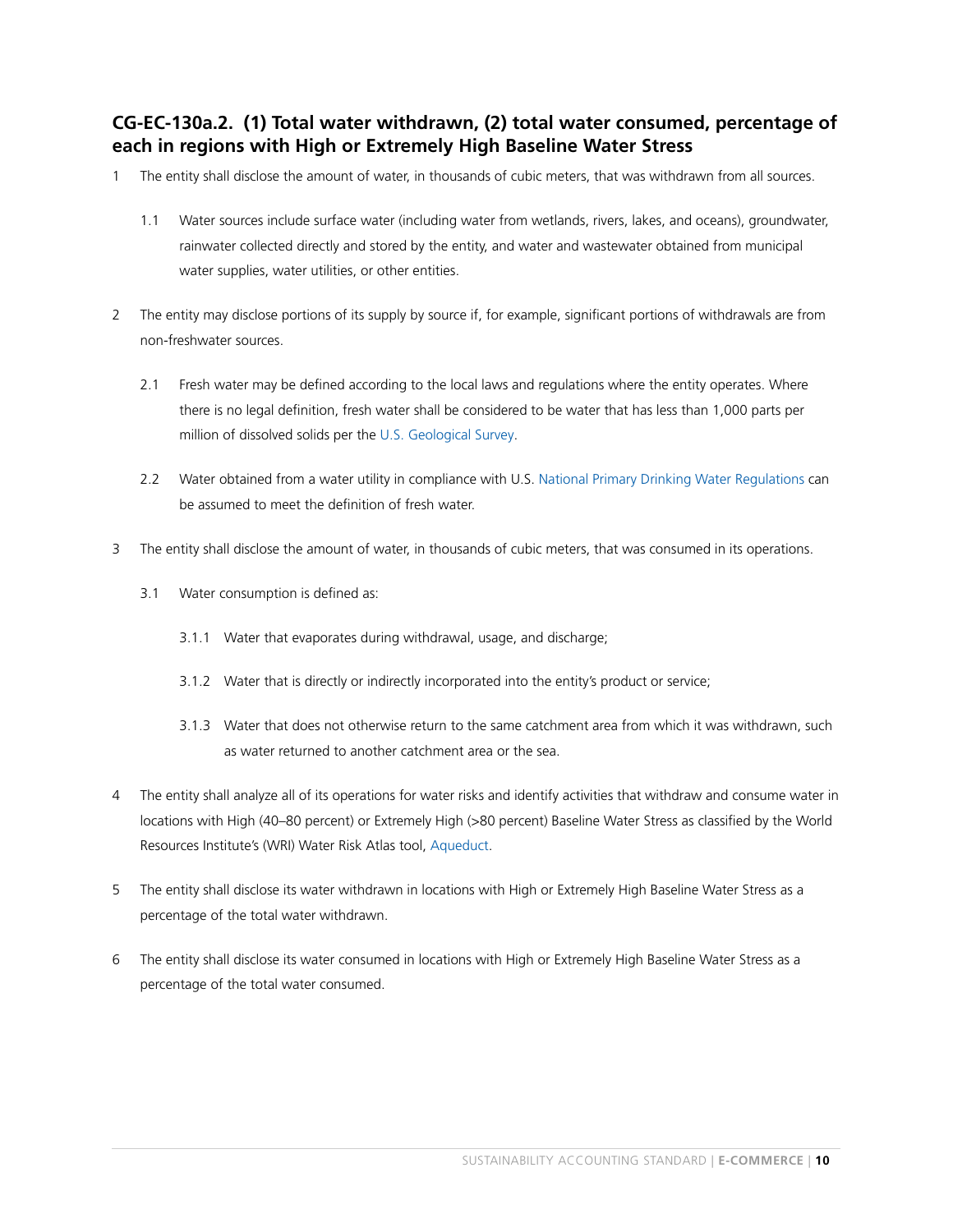### CG-EC-130a.2. (1) Total water withdrawn, (2) total water consumed, percentage of each in regions with High or Extremely High Baseline Water Stress

1 The entity shall disclose the amount of water, in thousands of cubic meters, that was withdrawn from all sources.

  1.1 Water sources include surface water (including water from wetlands, rivers, lakes, and oceans), groundwater, rainwater collected directly and stored by the entity, and water and wastewater obtained from municipal water supplies, water utilities, or other entities.

2 The entity may disclose portions of its supply by source if, for example, significant portions of withdrawals are from non-freshwater sources.

  2.1 Fresh water may be defined according to the local laws and regulations where the entity operates. Where there is no legal definition, fresh water shall be considered to be water that has less than 1,000 parts per million of dissolved solids per the U.S. Geological Survey.

  2.2 Water obtained from a water utility in compliance with U.S. National Primary Drinking Water Regulations can be assumed to meet the definition of fresh water.

3 The entity shall disclose the amount of water, in thousands of cubic meters, that was consumed in its operations.

  3.1 Water consumption is defined as:

    3.1.1 Water that evaporates during withdrawal, usage, and discharge;

    3.1.2 Water that is directly or indirectly incorporated into the entity's product or service;

    3.1.3 Water that does not otherwise return to the same catchment area from which it was withdrawn, such as water returned to another catchment area or the sea.

4 The entity shall analyze all of its operations for water risks and identify activities that withdraw and consume water in locations with High (40–80 percent) or Extremely High (>80 percent) Baseline Water Stress as classified by the World Resources Institute's (WRI) Water Risk Atlas tool, Aqueduct.

5 The entity shall disclose its water withdrawn in locations with High or Extremely High Baseline Water Stress as a percentage of the total water withdrawn.

6 The entity shall disclose its water consumed in locations with High or Extremely High Baseline Water Stress as a percentage of the total water consumed.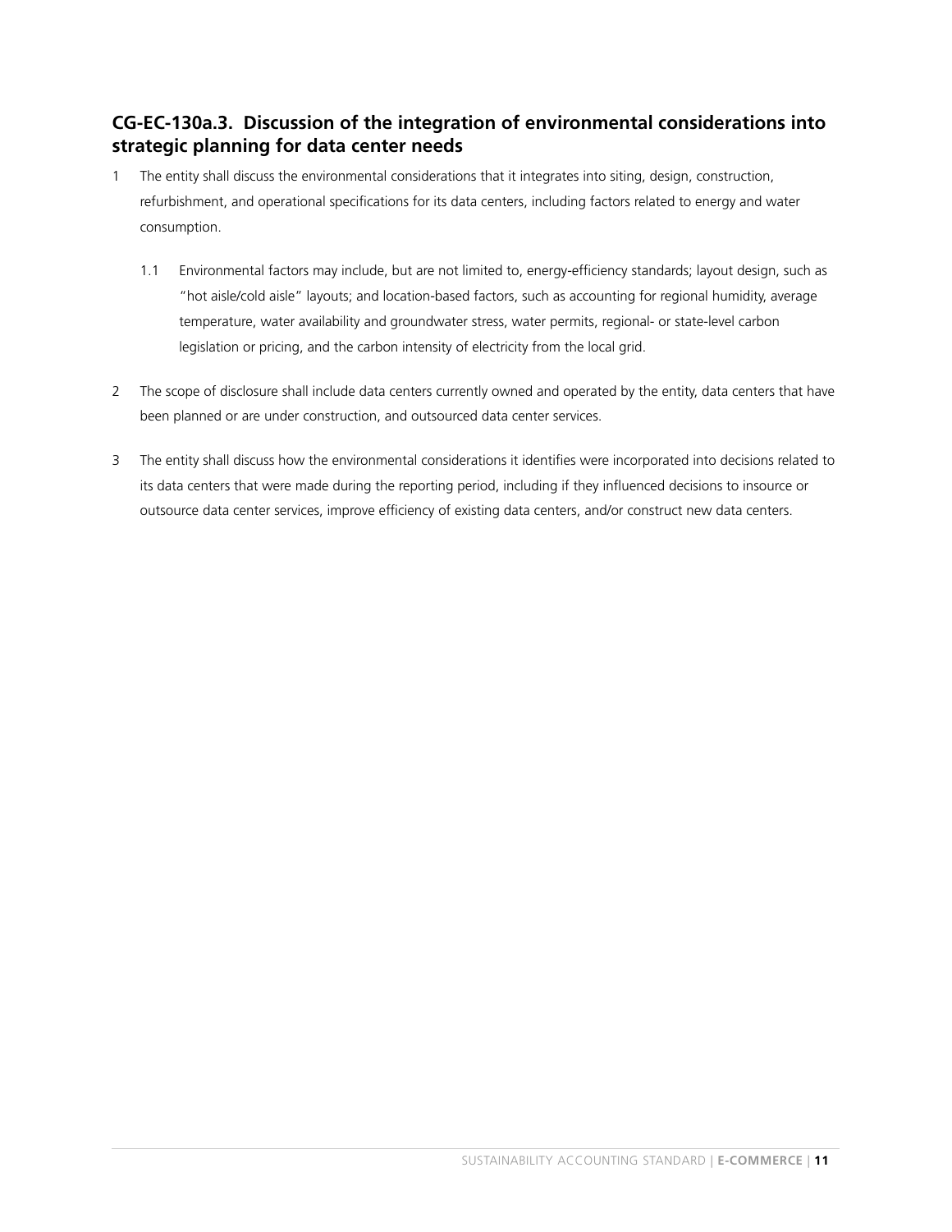### CG-EC-130a.3. Discussion of the integration of environmental considerations into strategic planning for data center needs

1. The entity shall discuss the environmental considerations that it integrates into siting, design, construction, refurbishment, and operational specifications for its data centers, including factors related to energy and water consumption.

   1.1 Environmental factors may include, but are not limited to, energy-efficiency standards; layout design, such as "hot aisle/cold aisle" layouts; and location-based factors, such as accounting for regional humidity, average temperature, water availability and groundwater stress, water permits, regional- or state-level carbon legislation or pricing, and the carbon intensity of electricity from the local grid.

2. The scope of disclosure shall include data centers currently owned and operated by the entity, data centers that have been planned or are under construction, and outsourced data center services.

3. The entity shall discuss how the environmental considerations it identifies were incorporated into decisions related to its data centers that were made during the reporting period, including if they influenced decisions to insource or outsource data center services, improve efficiency of existing data centers, and/or construct new data centers.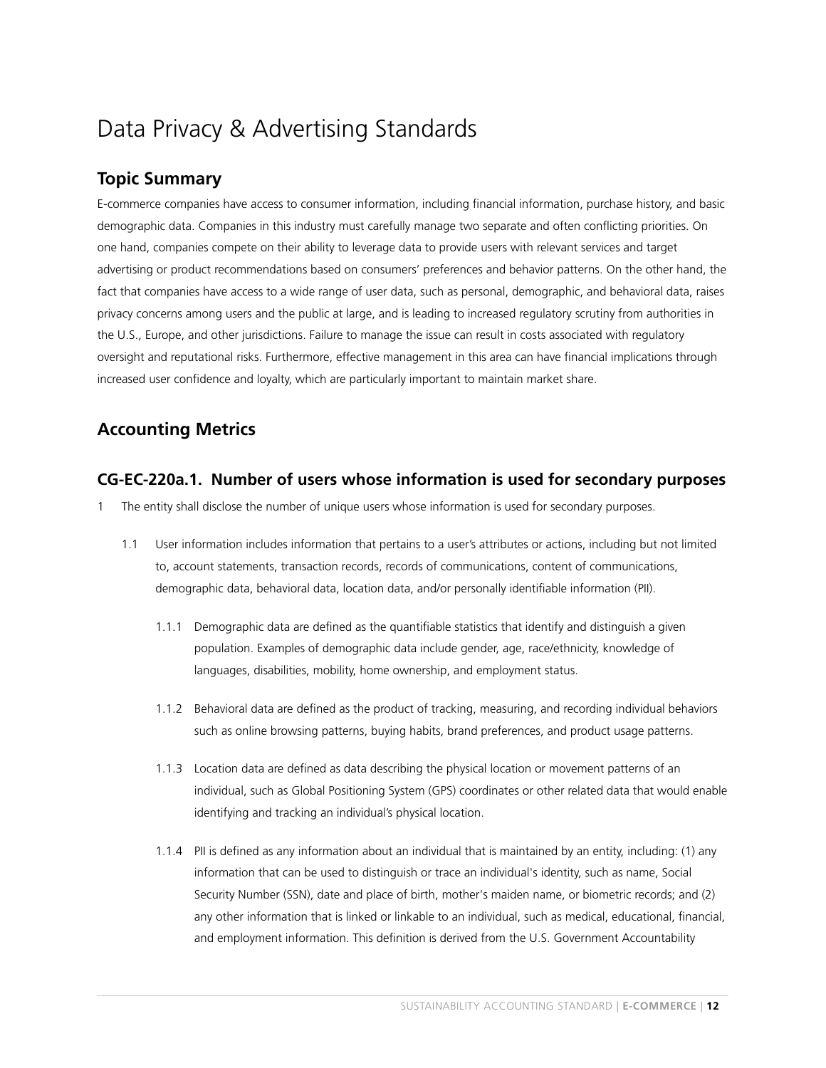# Data Privacy & Advertising Standards

## Topic Summary

E-commerce companies have access to consumer information, including financial information, purchase history, and basic demographic data. Companies in this industry must carefully manage two separate and often conflicting priorities. On one hand, companies compete on their ability to leverage data to provide users with relevant services and target advertising or product recommendations based on consumers' preferences and behavior patterns. On the other hand, the fact that companies have access to a wide range of user data, such as personal, demographic, and behavioral data, raises privacy concerns among users and the public at large, and is leading to increased regulatory scrutiny from authorities in the U.S., Europe, and other jurisdictions. Failure to manage the issue can result in costs associated with regulatory oversight and reputational risks. Furthermore, effective management in this area can have financial implications through increased user confidence and loyalty, which are particularly important to maintain market share.

## Accounting Metrics

### CG-EC-220a.1. Number of users whose information is used for secondary purposes

1 The entity shall disclose the number of unique users whose information is used for secondary purposes.

1.1 User information includes information that pertains to a user's attributes or actions, including but not limited to, account statements, transaction records, records of communications, content of communications, demographic data, behavioral data, location data, and/or personally identifiable information (PII).

1.1.1 Demographic data are defined as the quantifiable statistics that identify and distinguish a given population. Examples of demographic data include gender, age, race/ethnicity, knowledge of languages, disabilities, mobility, home ownership, and employment status.

1.1.2 Behavioral data are defined as the product of tracking, measuring, and recording individual behaviors such as online browsing patterns, buying habits, brand preferences, and product usage patterns.

1.1.3 Location data are defined as data describing the physical location or movement patterns of an individual, such as Global Positioning System (GPS) coordinates or other related data that would enable identifying and tracking an individual's physical location.

1.1.4 PII is defined as any information about an individual that is maintained by an entity, including: (1) any information that can be used to distinguish or trace an individual's identity, such as name, Social Security Number (SSN), date and place of birth, mother's maiden name, or biometric records; and (2) any other information that is linked or linkable to an individual, such as medical, educational, financial, and employment information. This definition is derived from the U.S. Government Accountability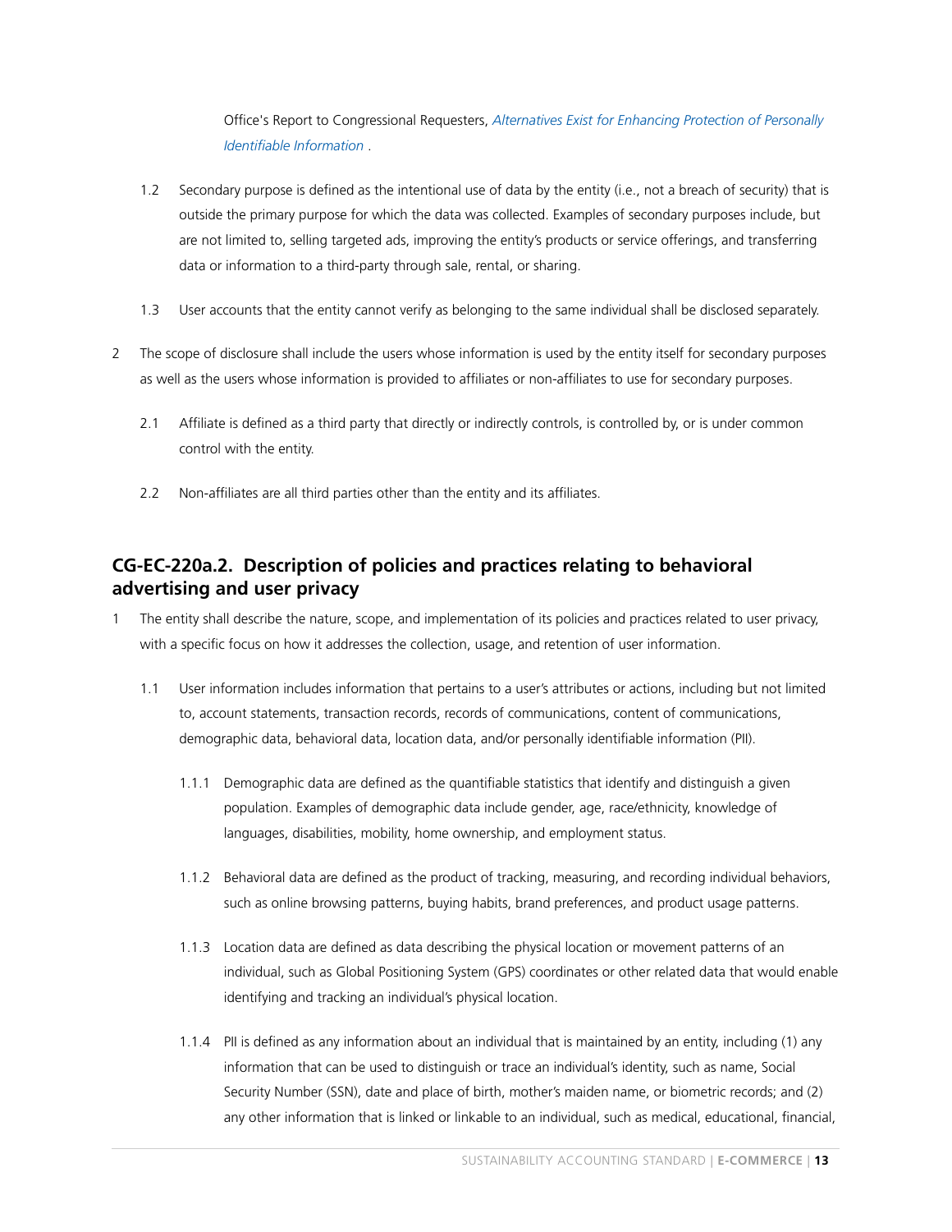Office's Report to Congressional Requesters, *Alternatives Exist for Enhancing Protection of Personally Identifiable Information* .

1.2 Secondary purpose is defined as the intentional use of data by the entity (i.e., not a breach of security) that is outside the primary purpose for which the data was collected. Examples of secondary purposes include, but are not limited to, selling targeted ads, improving the entity's products or service offerings, and transferring data or information to a third-party through sale, rental, or sharing.

1.3 User accounts that the entity cannot verify as belonging to the same individual shall be disclosed separately.

2 The scope of disclosure shall include the users whose information is used by the entity itself for secondary purposes as well as the users whose information is provided to affiliates or non-affiliates to use for secondary purposes.

2.1 Affiliate is defined as a third party that directly or indirectly controls, is controlled by, or is under common control with the entity.

2.2 Non-affiliates are all third parties other than the entity and its affiliates.

### CG-EC-220a.2. Description of policies and practices relating to behavioral advertising and user privacy

1 The entity shall describe the nature, scope, and implementation of its policies and practices related to user privacy, with a specific focus on how it addresses the collection, usage, and retention of user information.

1.1 User information includes information that pertains to a user's attributes or actions, including but not limited to, account statements, transaction records, records of communications, content of communications, demographic data, behavioral data, location data, and/or personally identifiable information (PII).

1.1.1 Demographic data are defined as the quantifiable statistics that identify and distinguish a given population. Examples of demographic data include gender, age, race/ethnicity, knowledge of languages, disabilities, mobility, home ownership, and employment status.

1.1.2 Behavioral data are defined as the product of tracking, measuring, and recording individual behaviors, such as online browsing patterns, buying habits, brand preferences, and product usage patterns.

1.1.3 Location data are defined as data describing the physical location or movement patterns of an individual, such as Global Positioning System (GPS) coordinates or other related data that would enable identifying and tracking an individual's physical location.

1.1.4 PII is defined as any information about an individual that is maintained by an entity, including (1) any information that can be used to distinguish or trace an individual's identity, such as name, Social Security Number (SSN), date and place of birth, mother's maiden name, or biometric records; and (2) any other information that is linked or linkable to an individual, such as medical, educational, financial,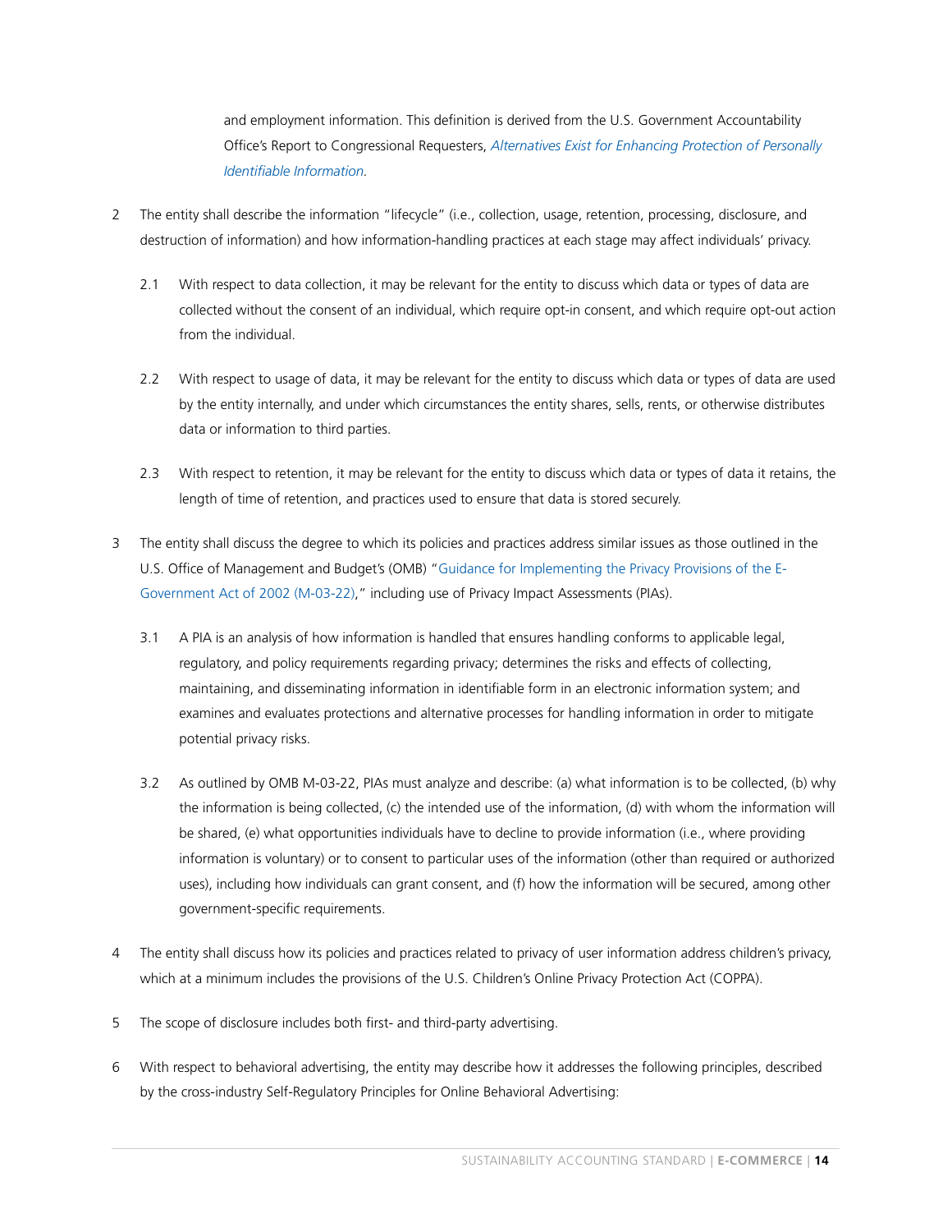and employment information. This definition is derived from the U.S. Government Accountability Office's Report to Congressional Requesters, *Alternatives Exist for Enhancing Protection of Personally Identifiable Information*.

2 The entity shall describe the information "lifecycle" (i.e., collection, usage, retention, processing, disclosure, and destruction of information) and how information-handling practices at each stage may affect individuals' privacy.

   2.1 With respect to data collection, it may be relevant for the entity to discuss which data or types of data are collected without the consent of an individual, which require opt-in consent, and which require opt-out action from the individual.

   2.2 With respect to usage of data, it may be relevant for the entity to discuss which data or types of data are used by the entity internally, and under which circumstances the entity shares, sells, rents, or otherwise distributes data or information to third parties.

   2.3 With respect to retention, it may be relevant for the entity to discuss which data or types of data it retains, the length of time of retention, and practices used to ensure that data is stored securely.

3 The entity shall discuss the degree to which its policies and practices address similar issues as those outlined in the U.S. Office of Management and Budget's (OMB) "Guidance for Implementing the Privacy Provisions of the E-Government Act of 2002 (M-03-22)," including use of Privacy Impact Assessments (PIAs).

   3.1 A PIA is an analysis of how information is handled that ensures handling conforms to applicable legal, regulatory, and policy requirements regarding privacy; determines the risks and effects of collecting, maintaining, and disseminating information in identifiable form in an electronic information system; and examines and evaluates protections and alternative processes for handling information in order to mitigate potential privacy risks.

   3.2 As outlined by OMB M-03-22, PIAs must analyze and describe: (a) what information is to be collected, (b) why the information is being collected, (c) the intended use of the information, (d) with whom the information will be shared, (e) what opportunities individuals have to decline to provide information (i.e., where providing information is voluntary) or to consent to particular uses of the information (other than required or authorized uses), including how individuals can grant consent, and (f) how the information will be secured, among other government-specific requirements.

4 The entity shall discuss how its policies and practices related to privacy of user information address children's privacy, which at a minimum includes the provisions of the U.S. Children's Online Privacy Protection Act (COPPA).

5 The scope of disclosure includes both first- and third-party advertising.

6 With respect to behavioral advertising, the entity may describe how it addresses the following principles, described by the cross-industry Self-Regulatory Principles for Online Behavioral Advertising: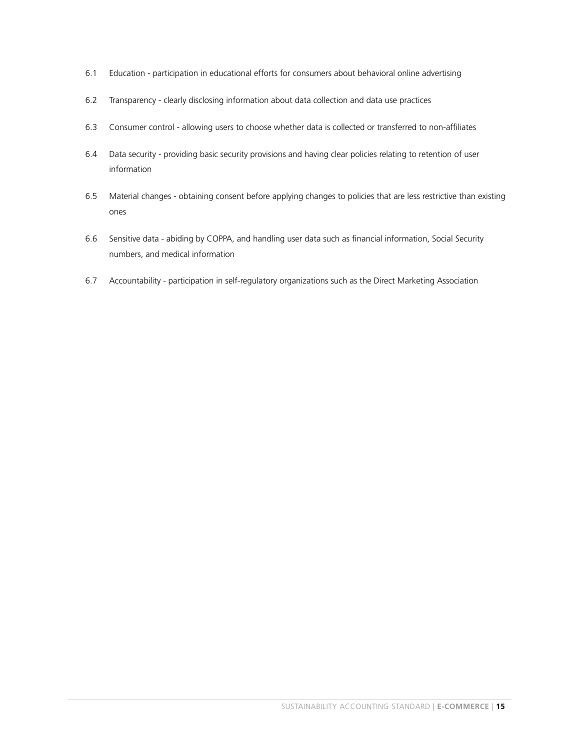6.1 Education - participation in educational efforts for consumers about behavioral online advertising

6.2 Transparency - clearly disclosing information about data collection and data use practices

6.3 Consumer control - allowing users to choose whether data is collected or transferred to non-affiliates

6.4 Data security - providing basic security provisions and having clear policies relating to retention of user information

6.5 Material changes - obtaining consent before applying changes to policies that are less restrictive than existing ones

6.6 Sensitive data - abiding by COPPA, and handling user data such as financial information, Social Security numbers, and medical information

6.7 Accountability - participation in self-regulatory organizations such as the Direct Marketing Association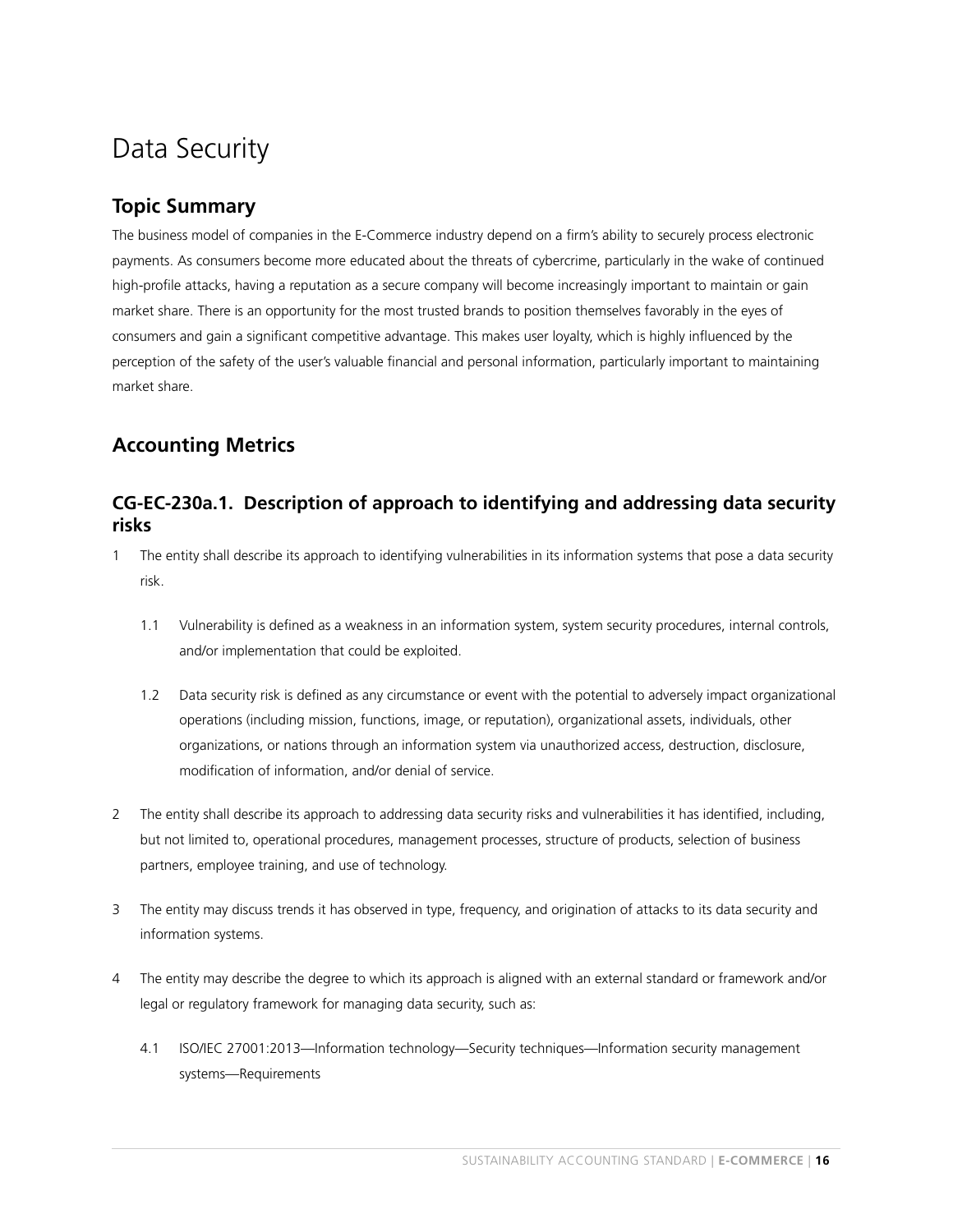# Data Security

## Topic Summary

The business model of companies in the E-Commerce industry depend on a firm's ability to securely process electronic payments. As consumers become more educated about the threats of cybercrime, particularly in the wake of continued high-profile attacks, having a reputation as a secure company will become increasingly important to maintain or gain market share. There is an opportunity for the most trusted brands to position themselves favorably in the eyes of consumers and gain a significant competitive advantage. This makes user loyalty, which is highly influenced by the perception of the safety of the user's valuable financial and personal information, particularly important to maintaining market share.

## Accounting Metrics

### CG-EC-230a.1. Description of approach to identifying and addressing data security risks

1 The entity shall describe its approach to identifying vulnerabilities in its information systems that pose a data security risk.

  1.1 Vulnerability is defined as a weakness in an information system, system security procedures, internal controls, and/or implementation that could be exploited.

  1.2 Data security risk is defined as any circumstance or event with the potential to adversely impact organizational operations (including mission, functions, image, or reputation), organizational assets, individuals, other organizations, or nations through an information system via unauthorized access, destruction, disclosure, modification of information, and/or denial of service.

2 The entity shall describe its approach to addressing data security risks and vulnerabilities it has identified, including, but not limited to, operational procedures, management processes, structure of products, selection of business partners, employee training, and use of technology.

3 The entity may discuss trends it has observed in type, frequency, and origination of attacks to its data security and information systems.

4 The entity may describe the degree to which its approach is aligned with an external standard or framework and/or legal or regulatory framework for managing data security, such as:

  4.1 ISO/IEC 27001:2013—Information technology—Security techniques—Information security management systems—Requirements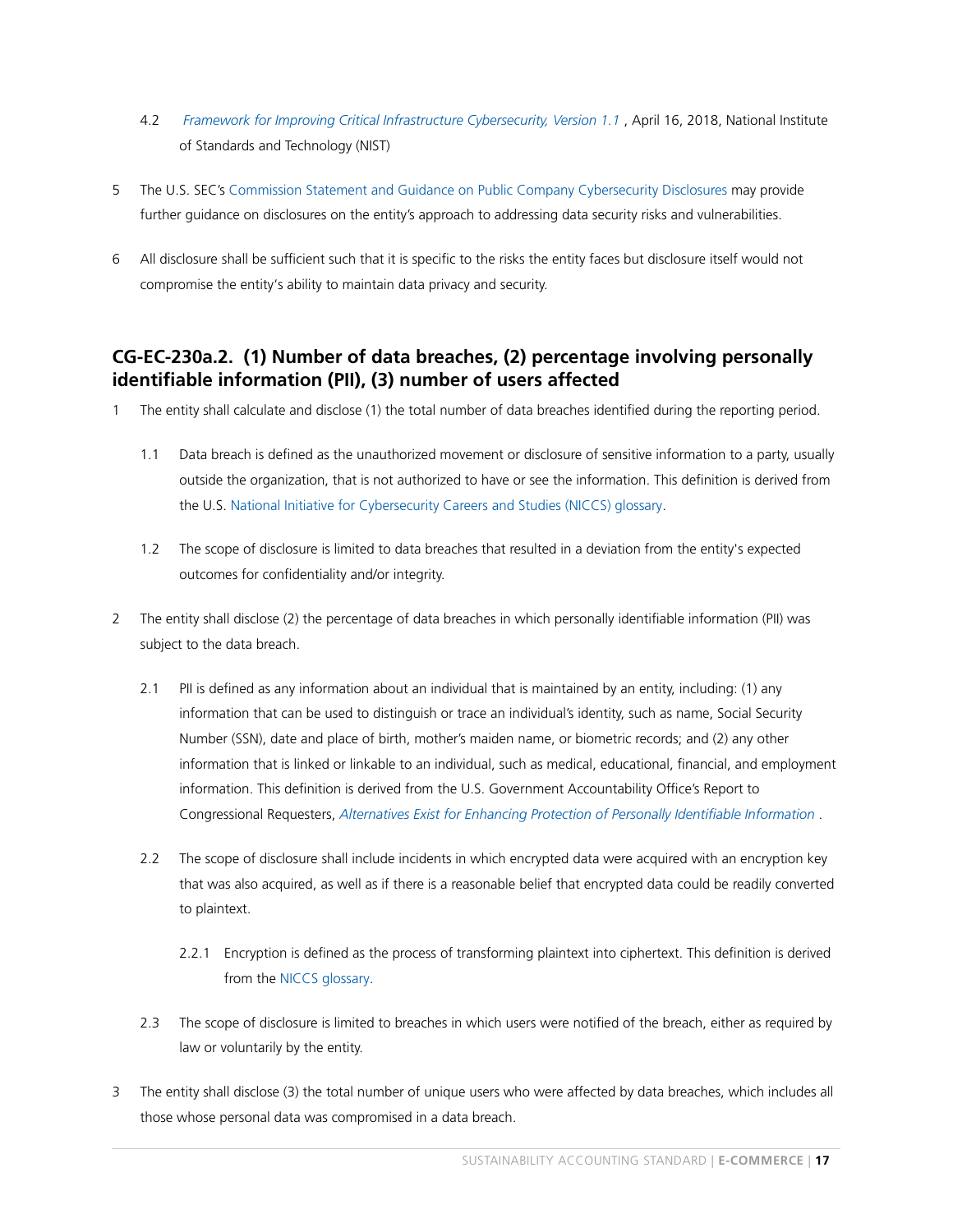4.2 *Framework for Improving Critical Infrastructure Cybersecurity, Version 1.1* , April 16, 2018, National Institute of Standards and Technology (NIST)

5 The U.S. SEC's Commission Statement and Guidance on Public Company Cybersecurity Disclosures may provide further guidance on disclosures on the entity's approach to addressing data security risks and vulnerabilities.

6 All disclosure shall be sufficient such that it is specific to the risks the entity faces but disclosure itself would not compromise the entity's ability to maintain data privacy and security.

### CG-EC-230a.2. (1) Number of data breaches, (2) percentage involving personally identifiable information (PII), (3) number of users affected

1 The entity shall calculate and disclose (1) the total number of data breaches identified during the reporting period.

1.1 Data breach is defined as the unauthorized movement or disclosure of sensitive information to a party, usually outside the organization, that is not authorized to have or see the information. This definition is derived from the U.S. National Initiative for Cybersecurity Careers and Studies (NICCS) glossary.

1.2 The scope of disclosure is limited to data breaches that resulted in a deviation from the entity's expected outcomes for confidentiality and/or integrity.

2 The entity shall disclose (2) the percentage of data breaches in which personally identifiable information (PII) was subject to the data breach.

2.1 PII is defined as any information about an individual that is maintained by an entity, including: (1) any information that can be used to distinguish or trace an individual's identity, such as name, Social Security Number (SSN), date and place of birth, mother's maiden name, or biometric records; and (2) any other information that is linked or linkable to an individual, such as medical, educational, financial, and employment information. This definition is derived from the U.S. Government Accountability Office's Report to Congressional Requesters, *Alternatives Exist for Enhancing Protection of Personally Identifiable Information* .

2.2 The scope of disclosure shall include incidents in which encrypted data were acquired with an encryption key that was also acquired, as well as if there is a reasonable belief that encrypted data could be readily converted to plaintext.

2.2.1 Encryption is defined as the process of transforming plaintext into ciphertext. This definition is derived from the NICCS glossary.

2.3 The scope of disclosure is limited to breaches in which users were notified of the breach, either as required by law or voluntarily by the entity.

3 The entity shall disclose (3) the total number of unique users who were affected by data breaches, which includes all those whose personal data was compromised in a data breach.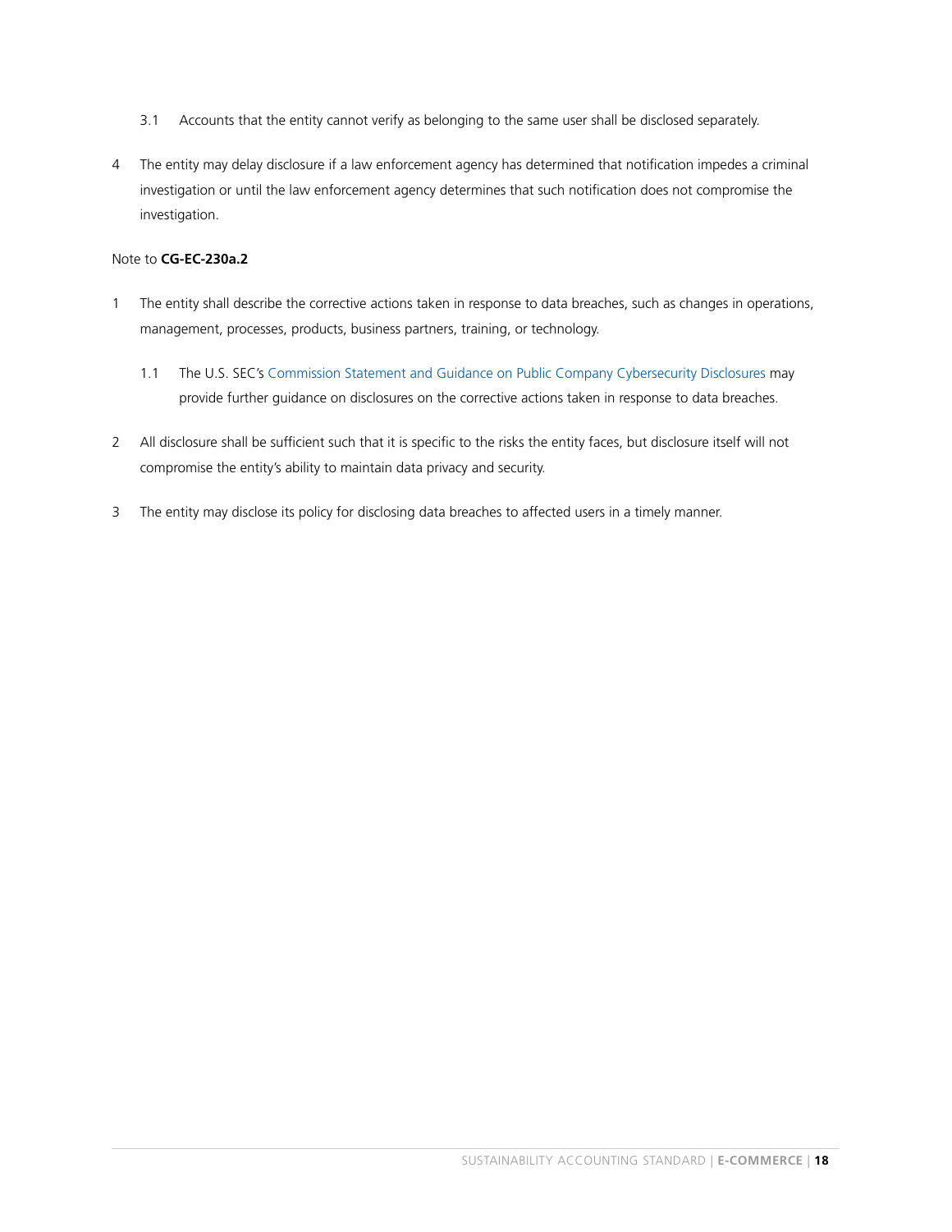3.1 Accounts that the entity cannot verify as belonging to the same user shall be disclosed separately.

4 The entity may delay disclosure if a law enforcement agency has determined that notification impedes a criminal investigation or until the law enforcement agency determines that such notification does not compromise the investigation.

Note to **CG-EC-230a.2**

1 The entity shall describe the corrective actions taken in response to data breaches, such as changes in operations, management, processes, products, business partners, training, or technology.

1.1 The U.S. SEC's Commission Statement and Guidance on Public Company Cybersecurity Disclosures may provide further guidance on disclosures on the corrective actions taken in response to data breaches.

2 All disclosure shall be sufficient such that it is specific to the risks the entity faces, but disclosure itself will not compromise the entity's ability to maintain data privacy and security.

3 The entity may disclose its policy for disclosing data breaches to affected users in a timely manner.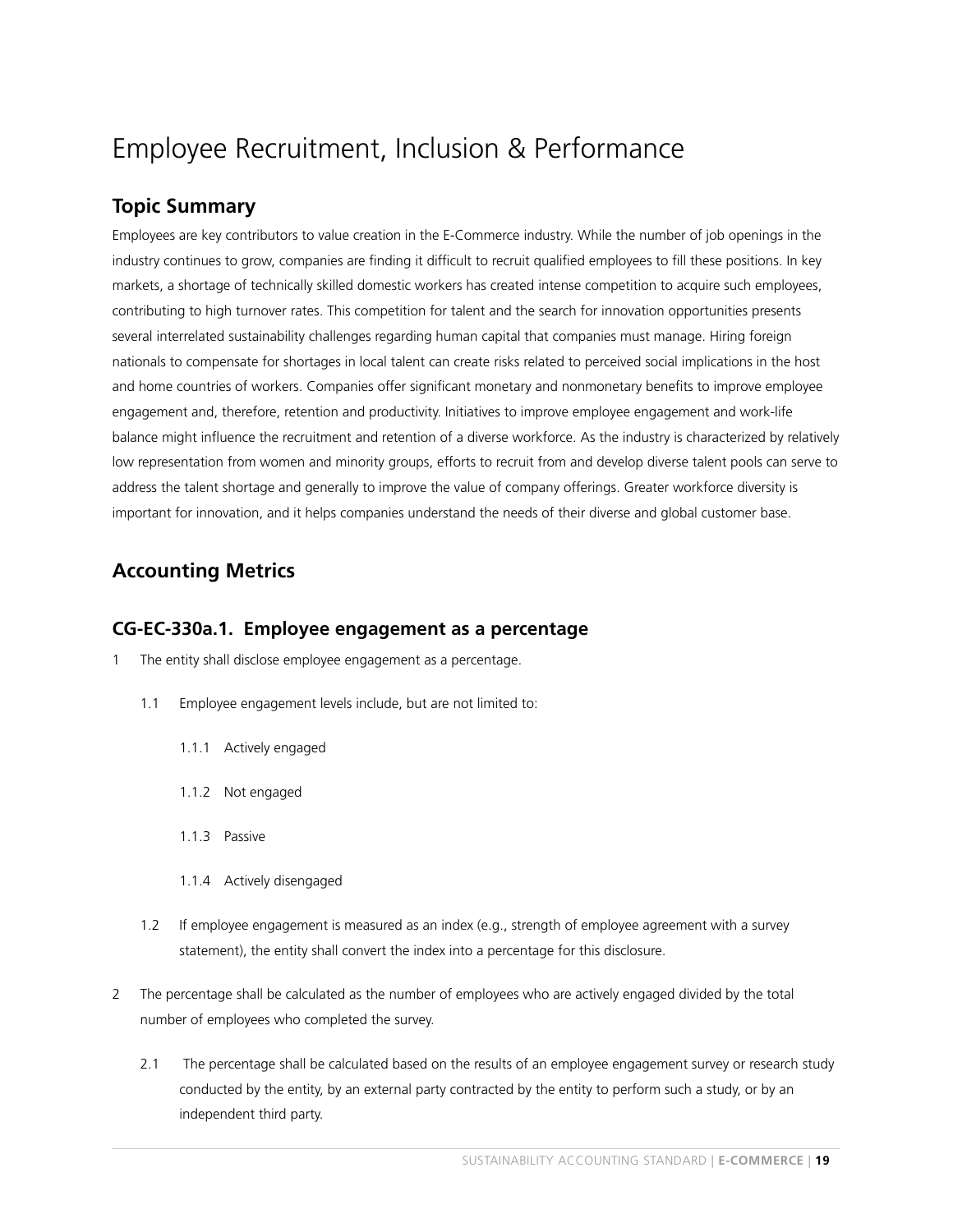# Employee Recruitment, Inclusion & Performance

## Topic Summary

Employees are key contributors to value creation in the E-Commerce industry. While the number of job openings in the industry continues to grow, companies are finding it difficult to recruit qualified employees to fill these positions. In key markets, a shortage of technically skilled domestic workers has created intense competition to acquire such employees, contributing to high turnover rates. This competition for talent and the search for innovation opportunities presents several interrelated sustainability challenges regarding human capital that companies must manage. Hiring foreign nationals to compensate for shortages in local talent can create risks related to perceived social implications in the host and home countries of workers. Companies offer significant monetary and nonmonetary benefits to improve employee engagement and, therefore, retention and productivity. Initiatives to improve employee engagement and work-life balance might influence the recruitment and retention of a diverse workforce. As the industry is characterized by relatively low representation from women and minority groups, efforts to recruit from and develop diverse talent pools can serve to address the talent shortage and generally to improve the value of company offerings. Greater workforce diversity is important for innovation, and it helps companies understand the needs of their diverse and global customer base.

## Accounting Metrics

### CG-EC-330a.1. Employee engagement as a percentage

1 The entity shall disclose employee engagement as a percentage.

  1.1 Employee engagement levels include, but are not limited to:

    1.1.1 Actively engaged

    1.1.2 Not engaged

    1.1.3 Passive

    1.1.4 Actively disengaged

  1.2 If employee engagement is measured as an index (e.g., strength of employee agreement with a survey statement), the entity shall convert the index into a percentage for this disclosure.

2 The percentage shall be calculated as the number of employees who are actively engaged divided by the total number of employees who completed the survey.

  2.1 The percentage shall be calculated based on the results of an employee engagement survey or research study conducted by the entity, by an external party contracted by the entity to perform such a study, or by an independent third party.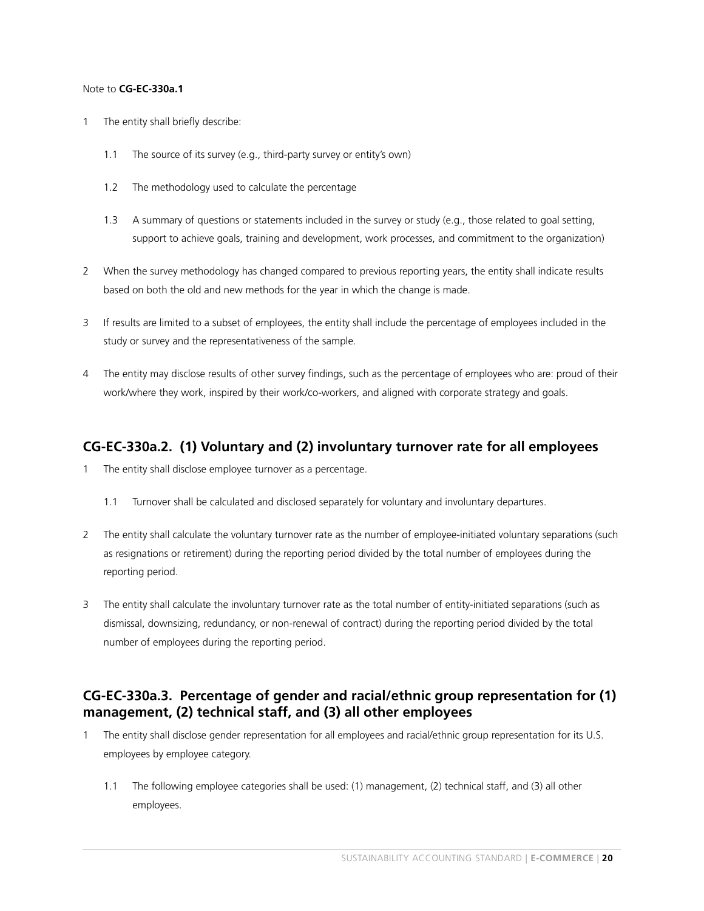Note to **CG-EC-330a.1**

1 The entity shall briefly describe:

  1.1 The source of its survey (e.g., third-party survey or entity's own)

  1.2 The methodology used to calculate the percentage

  1.3 A summary of questions or statements included in the survey or study (e.g., those related to goal setting, support to achieve goals, training and development, work processes, and commitment to the organization)

2 When the survey methodology has changed compared to previous reporting years, the entity shall indicate results based on both the old and new methods for the year in which the change is made.

3 If results are limited to a subset of employees, the entity shall include the percentage of employees included in the study or survey and the representativeness of the sample.

4 The entity may disclose results of other survey findings, such as the percentage of employees who are: proud of their work/where they work, inspired by their work/co-workers, and aligned with corporate strategy and goals.

## CG-EC-330a.2. (1) Voluntary and (2) involuntary turnover rate for all employees

1 The entity shall disclose employee turnover as a percentage.

  1.1 Turnover shall be calculated and disclosed separately for voluntary and involuntary departures.

2 The entity shall calculate the voluntary turnover rate as the number of employee-initiated voluntary separations (such as resignations or retirement) during the reporting period divided by the total number of employees during the reporting period.

3 The entity shall calculate the involuntary turnover rate as the total number of entity-initiated separations (such as dismissal, downsizing, redundancy, or non-renewal of contract) during the reporting period divided by the total number of employees during the reporting period.

## CG-EC-330a.3. Percentage of gender and racial/ethnic group representation for (1) management, (2) technical staff, and (3) all other employees

1 The entity shall disclose gender representation for all employees and racial/ethnic group representation for its U.S. employees by employee category.

  1.1 The following employee categories shall be used: (1) management, (2) technical staff, and (3) all other employees.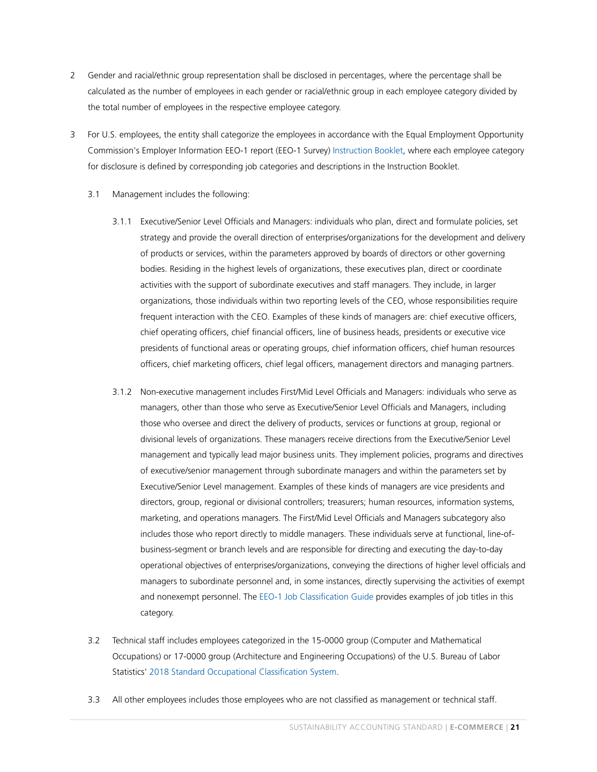2 Gender and racial/ethnic group representation shall be disclosed in percentages, where the percentage shall be calculated as the number of employees in each gender or racial/ethnic group in each employee category divided by the total number of employees in the respective employee category.

3 For U.S. employees, the entity shall categorize the employees in accordance with the Equal Employment Opportunity Commission's Employer Information EEO-1 report (EEO-1 Survey) Instruction Booklet, where each employee category for disclosure is defined by corresponding job categories and descriptions in the Instruction Booklet.

3.1 Management includes the following:

3.1.1 Executive/Senior Level Officials and Managers: individuals who plan, direct and formulate policies, set strategy and provide the overall direction of enterprises/organizations for the development and delivery of products or services, within the parameters approved by boards of directors or other governing bodies. Residing in the highest levels of organizations, these executives plan, direct or coordinate activities with the support of subordinate executives and staff managers. They include, in larger organizations, those individuals within two reporting levels of the CEO, whose responsibilities require frequent interaction with the CEO. Examples of these kinds of managers are: chief executive officers, chief operating officers, chief financial officers, line of business heads, presidents or executive vice presidents of functional areas or operating groups, chief information officers, chief human resources officers, chief marketing officers, chief legal officers, management directors and managing partners.

3.1.2 Non-executive management includes First/Mid Level Officials and Managers: individuals who serve as managers, other than those who serve as Executive/Senior Level Officials and Managers, including those who oversee and direct the delivery of products, services or functions at group, regional or divisional levels of organizations. These managers receive directions from the Executive/Senior Level management and typically lead major business units. They implement policies, programs and directives of executive/senior management through subordinate managers and within the parameters set by Executive/Senior Level management. Examples of these kinds of managers are vice presidents and directors, group, regional or divisional controllers; treasurers; human resources, information systems, marketing, and operations managers. The First/Mid Level Officials and Managers subcategory also includes those who report directly to middle managers. These individuals serve at functional, line-of-business-segment or branch levels and are responsible for directing and executing the day-to-day operational objectives of enterprises/organizations, conveying the directions of higher level officials and managers to subordinate personnel and, in some instances, directly supervising the activities of exempt and nonexempt personnel. The EEO-1 Job Classification Guide provides examples of job titles in this category.

3.2 Technical staff includes employees categorized in the 15-0000 group (Computer and Mathematical Occupations) or 17-0000 group (Architecture and Engineering Occupations) of the U.S. Bureau of Labor Statistics' 2018 Standard Occupational Classification System.

3.3 All other employees includes those employees who are not classified as management or technical staff.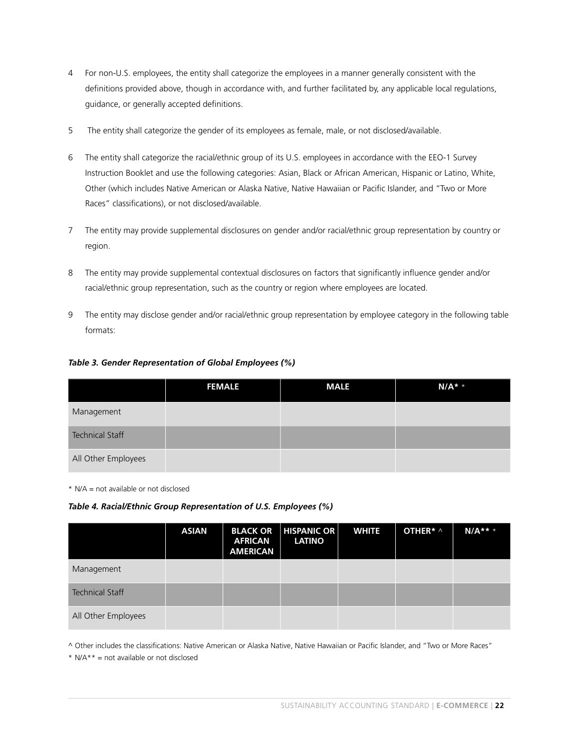4 For non-U.S. employees, the entity shall categorize the employees in a manner generally consistent with the definitions provided above, though in accordance with, and further facilitated by, any applicable local regulations, guidance, or generally accepted definitions.

5 The entity shall categorize the gender of its employees as female, male, or not disclosed/available.

6 The entity shall categorize the racial/ethnic group of its U.S. employees in accordance with the EEO-1 Survey Instruction Booklet and use the following categories: Asian, Black or African American, Hispanic or Latino, White, Other (which includes Native American or Alaska Native, Native Hawaiian or Pacific Islander, and "Two or More Races" classifications), or not disclosed/available.

7 The entity may provide supplemental disclosures on gender and/or racial/ethnic group representation by country or region.

8 The entity may provide supplemental contextual disclosures on factors that significantly influence gender and/or racial/ethnic group representation, such as the country or region where employees are located.

9 The entity may disclose gender and/or racial/ethnic group representation by employee category in the following table formats:

***Table 3. Gender Representation of Global Employees (%)***

| | FEMALE | MALE | N/A* * |
|---|---|---|---|
| Management | | | |
| Technical Staff | | | |
| All Other Employees | | | |

* N/A = not available or not disclosed

***Table 4. Racial/Ethnic Group Representation of U.S. Employees (%)***

| | ASIAN | BLACK OR AFRICAN AMERICAN | HISPANIC OR LATINO | WHITE | OTHER* ^ | N/A** * |
|---|---|---|---|---|---|---|
| Management | | | | | | |
| Technical Staff | | | | | | |
| All Other Employees | | | | | | |

^ Other includes the classifications: Native American or Alaska Native, Native Hawaiian or Pacific Islander, and "Two or More Races"

* N/A** = not available or not disclosed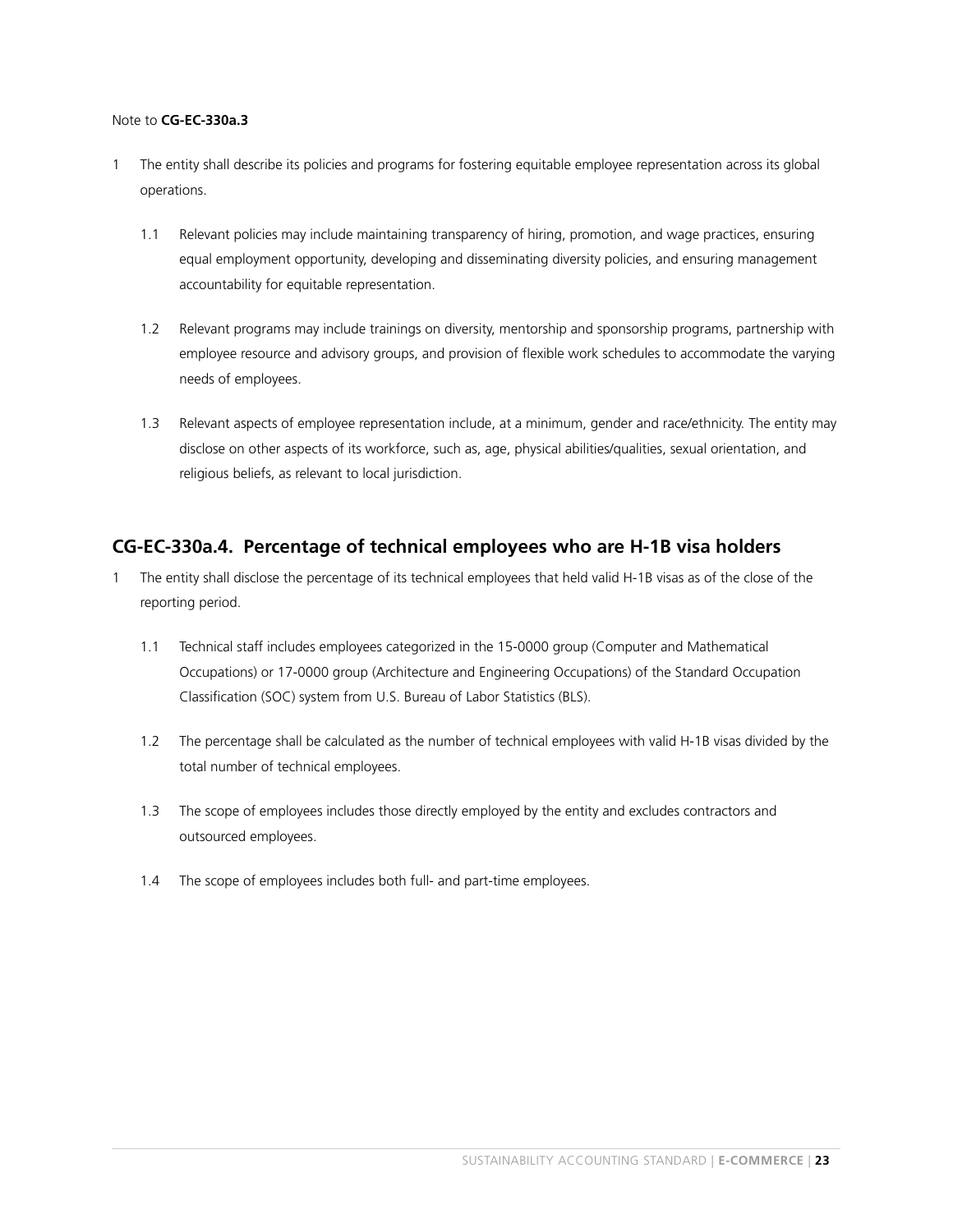Note to **CG-EC-330a.3**

1 The entity shall describe its policies and programs for fostering equitable employee representation across its global operations.

   1.1 Relevant policies may include maintaining transparency of hiring, promotion, and wage practices, ensuring equal employment opportunity, developing and disseminating diversity policies, and ensuring management accountability for equitable representation.

   1.2 Relevant programs may include trainings on diversity, mentorship and sponsorship programs, partnership with employee resource and advisory groups, and provision of flexible work schedules to accommodate the varying needs of employees.

   1.3 Relevant aspects of employee representation include, at a minimum, gender and race/ethnicity. The entity may disclose on other aspects of its workforce, such as, age, physical abilities/qualities, sexual orientation, and religious beliefs, as relevant to local jurisdiction.

## CG-EC-330a.4. Percentage of technical employees who are H-1B visa holders

1 The entity shall disclose the percentage of its technical employees that held valid H-1B visas as of the close of the reporting period.

   1.1 Technical staff includes employees categorized in the 15-0000 group (Computer and Mathematical Occupations) or 17-0000 group (Architecture and Engineering Occupations) of the Standard Occupation Classification (SOC) system from U.S. Bureau of Labor Statistics (BLS).

   1.2 The percentage shall be calculated as the number of technical employees with valid H-1B visas divided by the total number of technical employees.

   1.3 The scope of employees includes those directly employed by the entity and excludes contractors and outsourced employees.

   1.4 The scope of employees includes both full- and part-time employees.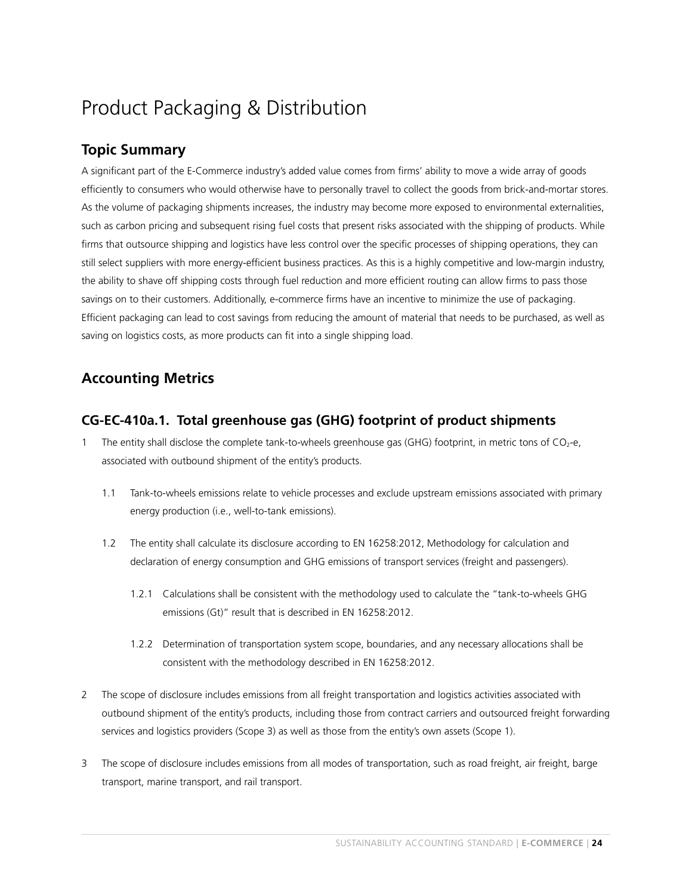# Product Packaging & Distribution

## Topic Summary

A significant part of the E-Commerce industry's added value comes from firms' ability to move a wide array of goods efficiently to consumers who would otherwise have to personally travel to collect the goods from brick-and-mortar stores. As the volume of packaging shipments increases, the industry may become more exposed to environmental externalities, such as carbon pricing and subsequent rising fuel costs that present risks associated with the shipping of products. While firms that outsource shipping and logistics have less control over the specific processes of shipping operations, they can still select suppliers with more energy-efficient business practices. As this is a highly competitive and low-margin industry, the ability to shave off shipping costs through fuel reduction and more efficient routing can allow firms to pass those savings on to their customers. Additionally, e-commerce firms have an incentive to minimize the use of packaging. Efficient packaging can lead to cost savings from reducing the amount of material that needs to be purchased, as well as saving on logistics costs, as more products can fit into a single shipping load.

## Accounting Metrics

### CG-EC-410a.1. Total greenhouse gas (GHG) footprint of product shipments

1 The entity shall disclose the complete tank-to-wheels greenhouse gas (GHG) footprint, in metric tons of $CO_2$-e, associated with outbound shipment of the entity's products.

  1.1 Tank-to-wheels emissions relate to vehicle processes and exclude upstream emissions associated with primary energy production (i.e., well-to-tank emissions).

  1.2 The entity shall calculate its disclosure according to EN 16258:2012, Methodology for calculation and declaration of energy consumption and GHG emissions of transport services (freight and passengers).

    1.2.1 Calculations shall be consistent with the methodology used to calculate the "tank-to-wheels GHG emissions (Gt)" result that is described in EN 16258:2012.

    1.2.2 Determination of transportation system scope, boundaries, and any necessary allocations shall be consistent with the methodology described in EN 16258:2012.

2 The scope of disclosure includes emissions from all freight transportation and logistics activities associated with outbound shipment of the entity's products, including those from contract carriers and outsourced freight forwarding services and logistics providers (Scope 3) as well as those from the entity's own assets (Scope 1).

3 The scope of disclosure includes emissions from all modes of transportation, such as road freight, air freight, barge transport, marine transport, and rail transport.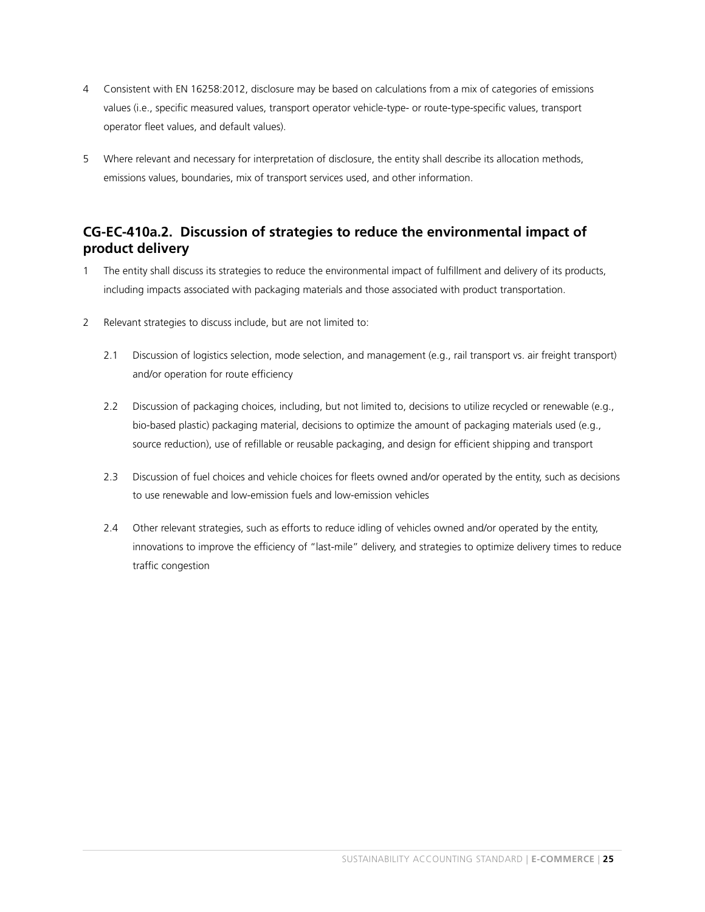4 Consistent with EN 16258:2012, disclosure may be based on calculations from a mix of categories of emissions values (i.e., specific measured values, transport operator vehicle-type- or route-type-specific values, transport operator fleet values, and default values).

5 Where relevant and necessary for interpretation of disclosure, the entity shall describe its allocation methods, emissions values, boundaries, mix of transport services used, and other information.

## CG-EC-410a.2. Discussion of strategies to reduce the environmental impact of product delivery

1 The entity shall discuss its strategies to reduce the environmental impact of fulfillment and delivery of its products, including impacts associated with packaging materials and those associated with product transportation.

2 Relevant strategies to discuss include, but are not limited to:

2.1 Discussion of logistics selection, mode selection, and management (e.g., rail transport vs. air freight transport) and/or operation for route efficiency

2.2 Discussion of packaging choices, including, but not limited to, decisions to utilize recycled or renewable (e.g., bio-based plastic) packaging material, decisions to optimize the amount of packaging materials used (e.g., source reduction), use of refillable or reusable packaging, and design for efficient shipping and transport

2.3 Discussion of fuel choices and vehicle choices for fleets owned and/or operated by the entity, such as decisions to use renewable and low-emission fuels and low-emission vehicles

2.4 Other relevant strategies, such as efforts to reduce idling of vehicles owned and/or operated by the entity, innovations to improve the efficiency of "last-mile" delivery, and strategies to optimize delivery times to reduce traffic congestion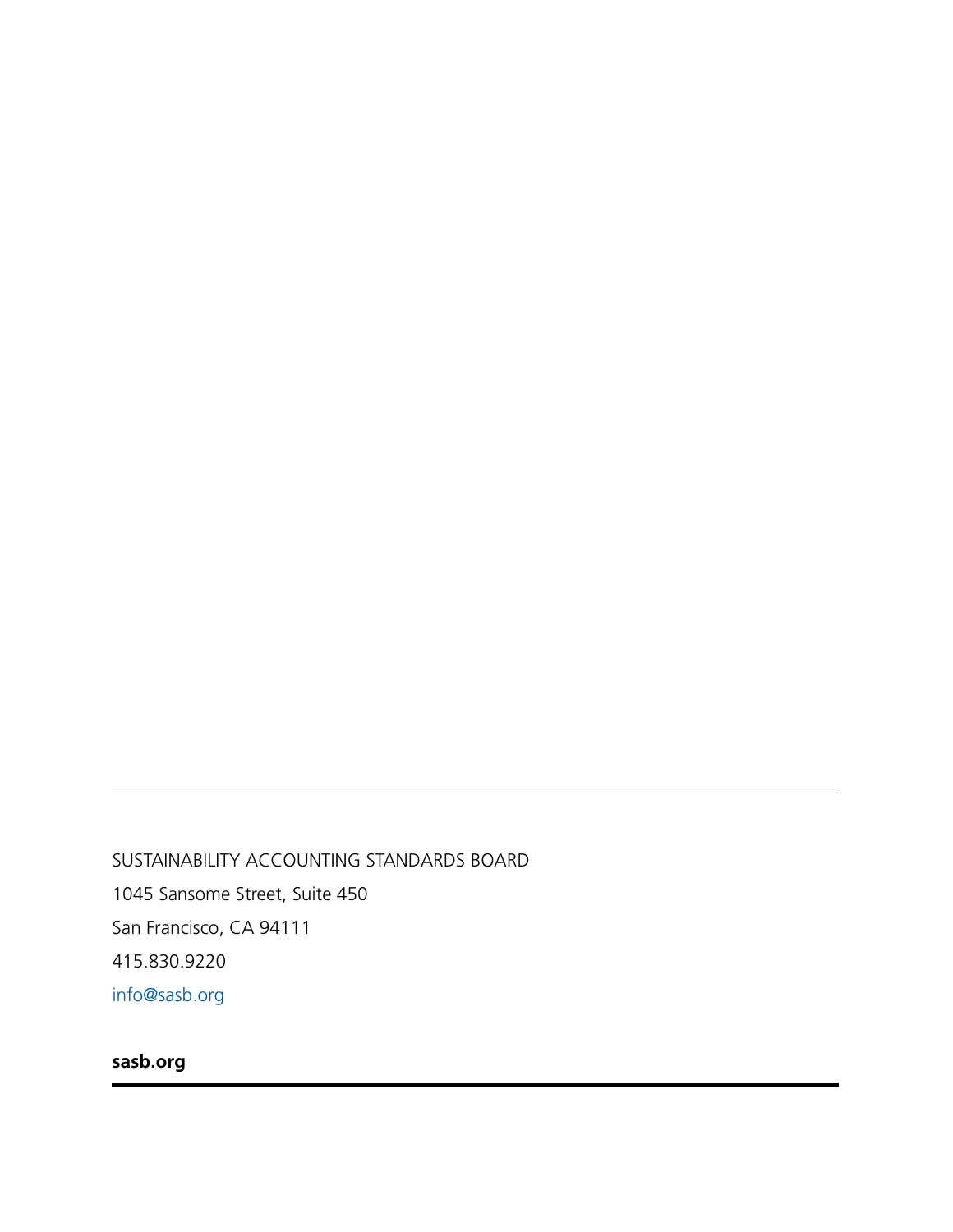SUSTAINABILITY ACCOUNTING STANDARDS BOARD

1045 Sansome Street, Suite 450

San Francisco, CA 94111

415.830.9220

info@sasb.org

**sasb.org**